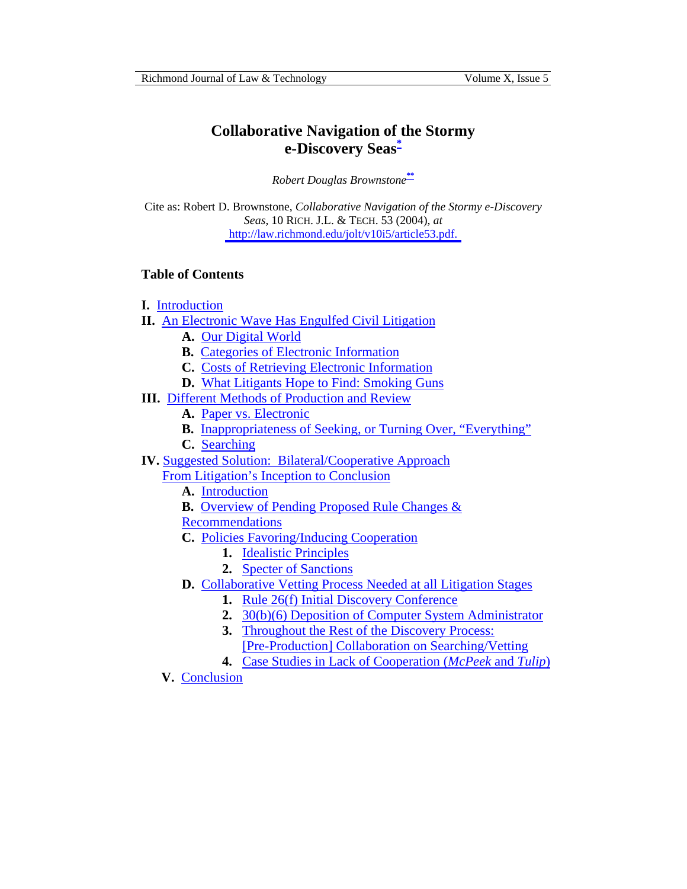# Collaborative Navigation of the Stormy e-Discovery Seas[*]

*Robert Douglas Brownstone*[**]

Cite as: Robert D. Brownstone, *Collaborative Navigation of the Stormy e-Discovery Seas*, 10 RICH. J.L. & TECH. 53 (2004), *at* http://law.richmond.edu/jolt/v10i5/article53.pdf.

## Table of Contents

- **I.** Introduction
- **II.** An Electronic Wave Has Engulfed Civil Litigation
  - **A.** Our Digital World
  - **B.** Categories of Electronic Information
  - **C.** Costs of Retrieving Electronic Information
  - **D.** What Litigants Hope to Find: Smoking Guns
- **III.** Different Methods of Production and Review
  - **A.** Paper vs. Electronic
  - **B.** Inappropriateness of Seeking, or Turning Over, "Everything"
  - **C.** Searching
- **IV.** Suggested Solution: Bilateral/Cooperative Approach From Litigation's Inception to Conclusion
  - **A.** Introduction
  - **B.** Overview of Pending Proposed Rule Changes & Recommendations
  - **C.** Policies Favoring/Inducing Cooperation
    - **1.** Idealistic Principles
    - **2.** Specter of Sanctions
  - **D.** Collaborative Vetting Process Needed at all Litigation Stages
    - **1.** Rule 26(f) Initial Discovery Conference
    - **2.** 30(b)(6) Deposition of Computer System Administrator
    - **3.** Throughout the Rest of the Discovery Process: [Pre-Production] Collaboration on Searching/Vetting
    - **4.** Case Studies in Lack of Cooperation (*McPeek* and *Tulip*)
- **V.** Conclusion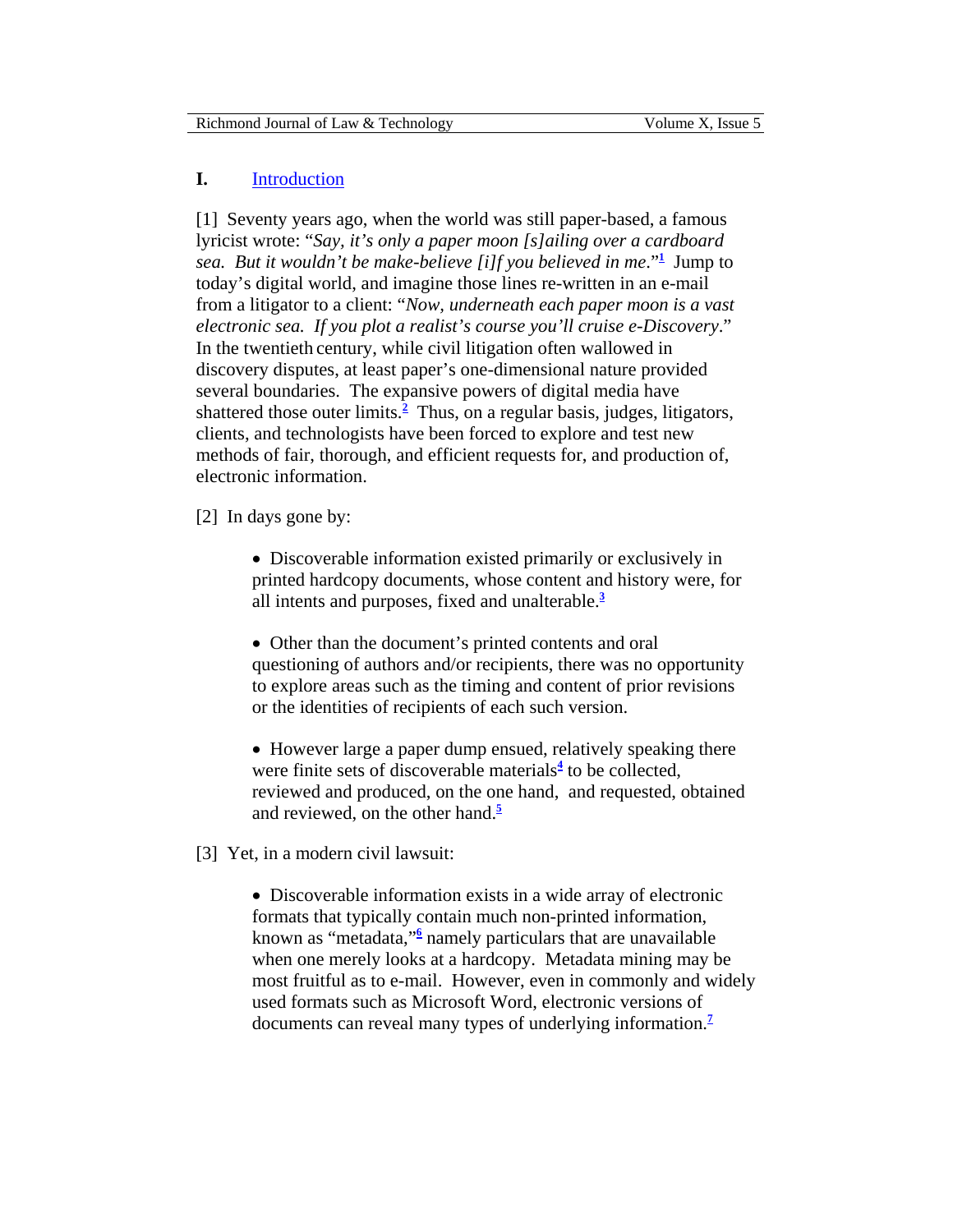## I. Introduction

[1] Seventy years ago, when the world was still paper-based, a famous lyricist wrote: "*Say, it's only a paper moon [s]ailing over a cardboard sea. But it wouldn't be make-believe [i]f you believed in me*."[1] Jump to today's digital world, and imagine those lines re-written in an e-mail from a litigator to a client: "*Now, underneath each paper moon is a vast electronic sea. If you plot a realist's course you'll cruise e-Discovery*." In the twentieth century, while civil litigation often wallowed in discovery disputes, at least paper's one-dimensional nature provided several boundaries. The expansive powers of digital media have shattered those outer limits.[2] Thus, on a regular basis, judges, litigators, clients, and technologists have been forced to explore and test new methods of fair, thorough, and efficient requests for, and production of, electronic information.

[2] In days gone by:

- Discoverable information existed primarily or exclusively in printed hardcopy documents, whose content and history were, for all intents and purposes, fixed and unalterable.[3]

- Other than the document's printed contents and oral questioning of authors and/or recipients, there was no opportunity to explore areas such as the timing and content of prior revisions or the identities of recipients of each such version.

- However large a paper dump ensued, relatively speaking there were finite sets of discoverable materials[4] to be collected, reviewed and produced, on the one hand, and requested, obtained and reviewed, on the other hand.[5]

[3] Yet, in a modern civil lawsuit:

- Discoverable information exists in a wide array of electronic formats that typically contain much non-printed information, known as "metadata,"[6] namely particulars that are unavailable when one merely looks at a hardcopy. Metadata mining may be most fruitful as to e-mail. However, even in commonly and widely used formats such as Microsoft Word, electronic versions of documents can reveal many types of underlying information.[7]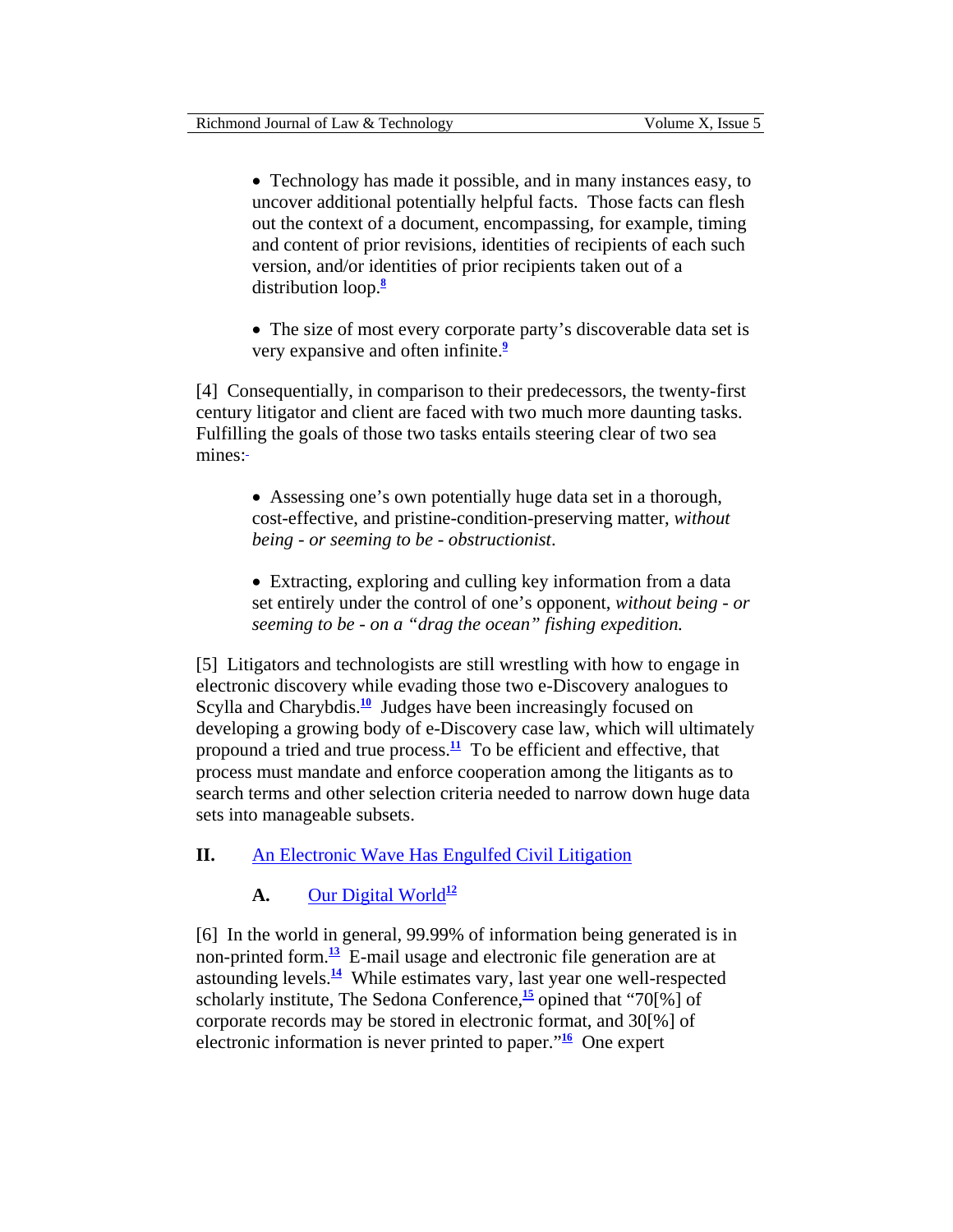- Technology has made it possible, and in many instances easy, to uncover additional potentially helpful facts. Those facts can flesh out the context of a document, encompassing, for example, timing and content of prior revisions, identities of recipients of each such version, and/or identities of prior recipients taken out of a distribution loop.[8]

- The size of most every corporate party's discoverable data set is very expansive and often infinite.[9]

[4] Consequentially, in comparison to their predecessors, the twenty-first century litigator and client are faced with two much more daunting tasks. Fulfilling the goals of those two tasks entails steering clear of two sea mines:

- Assessing one's own potentially huge data set in a thorough, cost-effective, and pristine-condition-preserving matter, *without being - or seeming to be - obstructionist*.

- Extracting, exploring and culling key information from a data set entirely under the control of one's opponent, *without being - or seeming to be - on a "drag the ocean" fishing expedition.*

[5] Litigators and technologists are still wrestling with how to engage in electronic discovery while evading those two e-Discovery analogues to Scylla and Charybdis.[10] Judges have been increasingly focused on developing a growing body of e-Discovery case law, which will ultimately propound a tried and true process.[11] To be efficient and effective, that process must mandate and enforce cooperation among the litigants as to search terms and other selection criteria needed to narrow down huge data sets into manageable subsets.

## II. An Electronic Wave Has Engulfed Civil Litigation

### A. Our Digital World[12]

[6] In the world in general, 99.99% of information being generated is in non-printed form.[13] E-mail usage and electronic file generation are at astounding levels.[14] While estimates vary, last year one well-respected scholarly institute, The Sedona Conference,[15] opined that "70[%] of corporate records may be stored in electronic format, and 30[%] of electronic information is never printed to paper."[16] One expert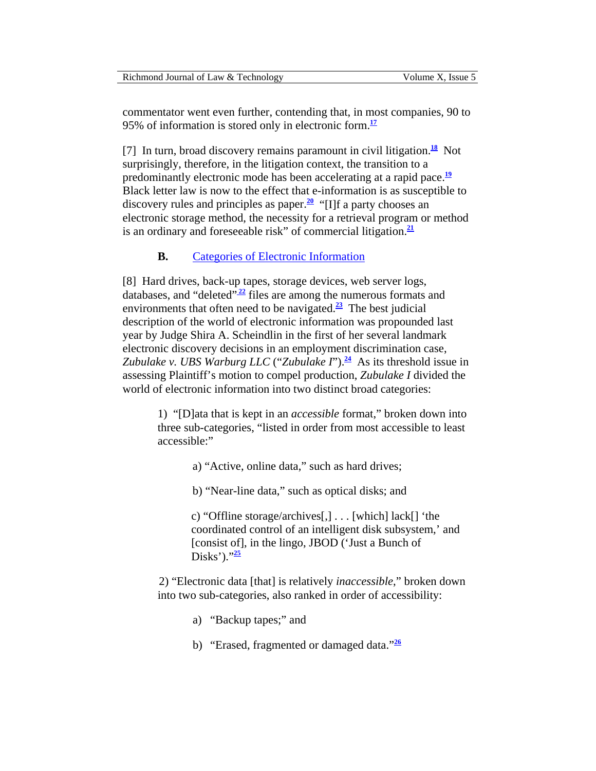commentator went even further, contending that, in most companies, 90 to 95% of information is stored only in electronic form.[17]

[7] In turn, broad discovery remains paramount in civil litigation.[18] Not surprisingly, therefore, in the litigation context, the transition to a predominantly electronic mode has been accelerating at a rapid pace.[19] Black letter law is now to the effect that e-information is as susceptible to discovery rules and principles as paper.[20] "[I]f a party chooses an electronic storage method, the necessity for a retrieval program or method is an ordinary and foreseeable risk" of commercial litigation.[21]

### B. Categories of Electronic Information

[8] Hard drives, back-up tapes, storage devices, web server logs, databases, and "deleted"[22] files are among the numerous formats and environments that often need to be navigated.[23] The best judicial description of the world of electronic information was propounded last year by Judge Shira A. Scheindlin in the first of her several landmark electronic discovery decisions in an employment discrimination case, *Zubulake v. UBS Warburg LLC* ("*Zubulake I*").[24] As its threshold issue in assessing Plaintiff's motion to compel production, *Zubulake I* divided the world of electronic information into two distinct broad categories:

> 1) "[D]ata that is kept in an *accessible* format," broken down into three sub-categories, "listed in order from most accessible to least accessible:"
>
> > a) "Active, online data," such as hard drives;
> >
> > b) "Near-line data," such as optical disks; and
> >
> > c) "Offline storage/archives[,] . . . [which] lack[] 'the coordinated control of an intelligent disk subsystem,' and [consist of], in the lingo, JBOD ('Just a Bunch of Disks')."[25]
>
> 2) "Electronic data [that] is relatively *inaccessible*," broken down into two sub-categories, also ranked in order of accessibility:
>
> > a) "Backup tapes;" and
> >
> > b) "Erased, fragmented or damaged data."[26]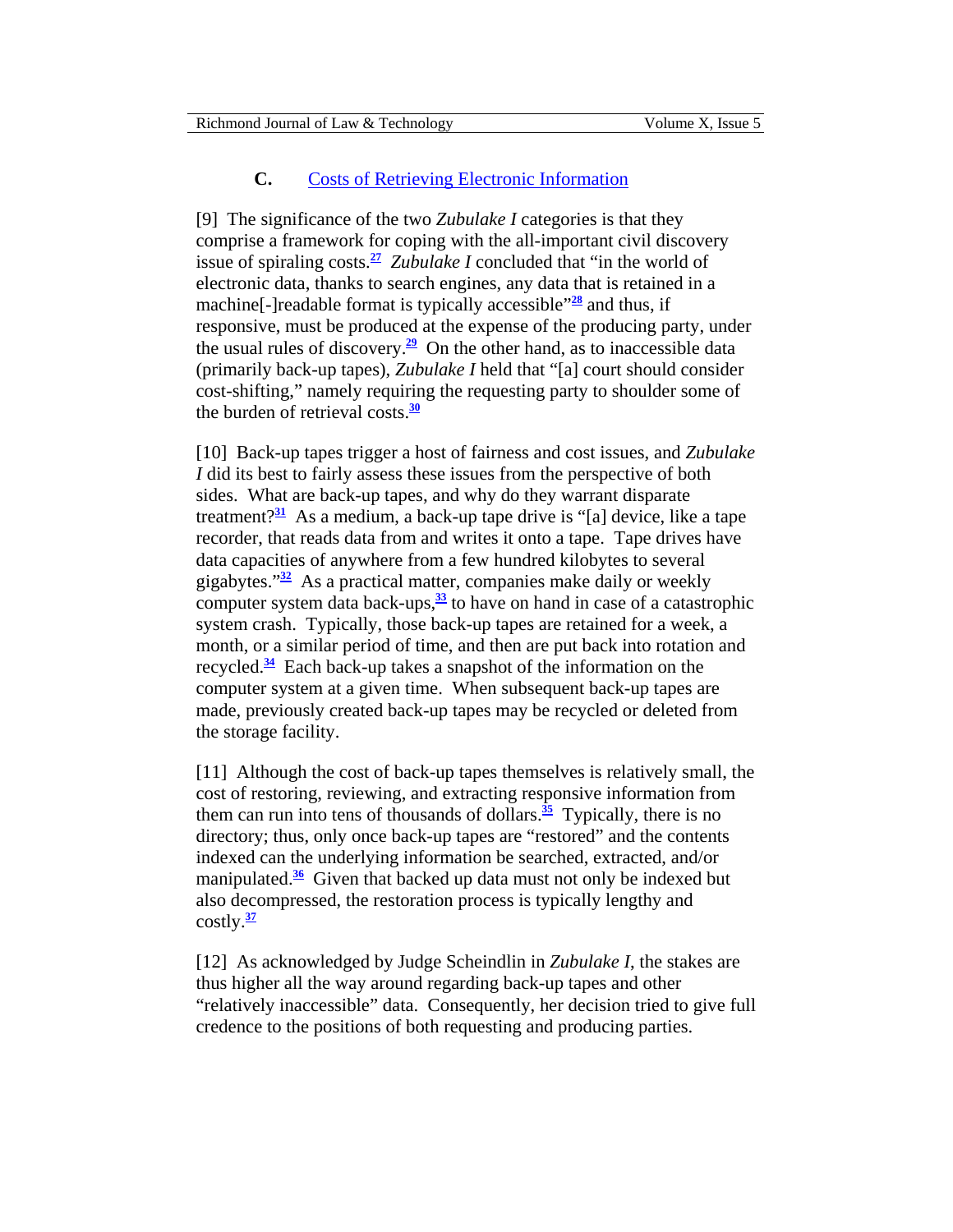### C. Costs of Retrieving Electronic Information

[9] The significance of the two *Zubulake I* categories is that they comprise a framework for coping with the all-important civil discovery issue of spiraling costs.[27] *Zubulake I* concluded that "in the world of electronic data, thanks to search engines, any data that is retained in a machine[-]readable format is typically accessible"[28] and thus, if responsive, must be produced at the expense of the producing party, under the usual rules of discovery.[29] On the other hand, as to inaccessible data (primarily back-up tapes), *Zubulake I* held that "[a] court should consider cost-shifting," namely requiring the requesting party to shoulder some of the burden of retrieval costs.[30]

[10] Back-up tapes trigger a host of fairness and cost issues, and *Zubulake I* did its best to fairly assess these issues from the perspective of both sides. What are back-up tapes, and why do they warrant disparate treatment?[31] As a medium, a back-up tape drive is "[a] device, like a tape recorder, that reads data from and writes it onto a tape. Tape drives have data capacities of anywhere from a few hundred kilobytes to several gigabytes."[32] As a practical matter, companies make daily or weekly computer system data back-ups,[33] to have on hand in case of a catastrophic system crash. Typically, those back-up tapes are retained for a week, a month, or a similar period of time, and then are put back into rotation and recycled.[34] Each back-up takes a snapshot of the information on the computer system at a given time. When subsequent back-up tapes are made, previously created back-up tapes may be recycled or deleted from the storage facility.

[11] Although the cost of back-up tapes themselves is relatively small, the cost of restoring, reviewing, and extracting responsive information from them can run into tens of thousands of dollars.[35] Typically, there is no directory; thus, only once back-up tapes are "restored" and the contents indexed can the underlying information be searched, extracted, and/or manipulated.[36] Given that backed up data must not only be indexed but also decompressed, the restoration process is typically lengthy and costly.[37]

[12] As acknowledged by Judge Scheindlin in *Zubulake I*, the stakes are thus higher all the way around regarding back-up tapes and other "relatively inaccessible" data. Consequently, her decision tried to give full credence to the positions of both requesting and producing parties.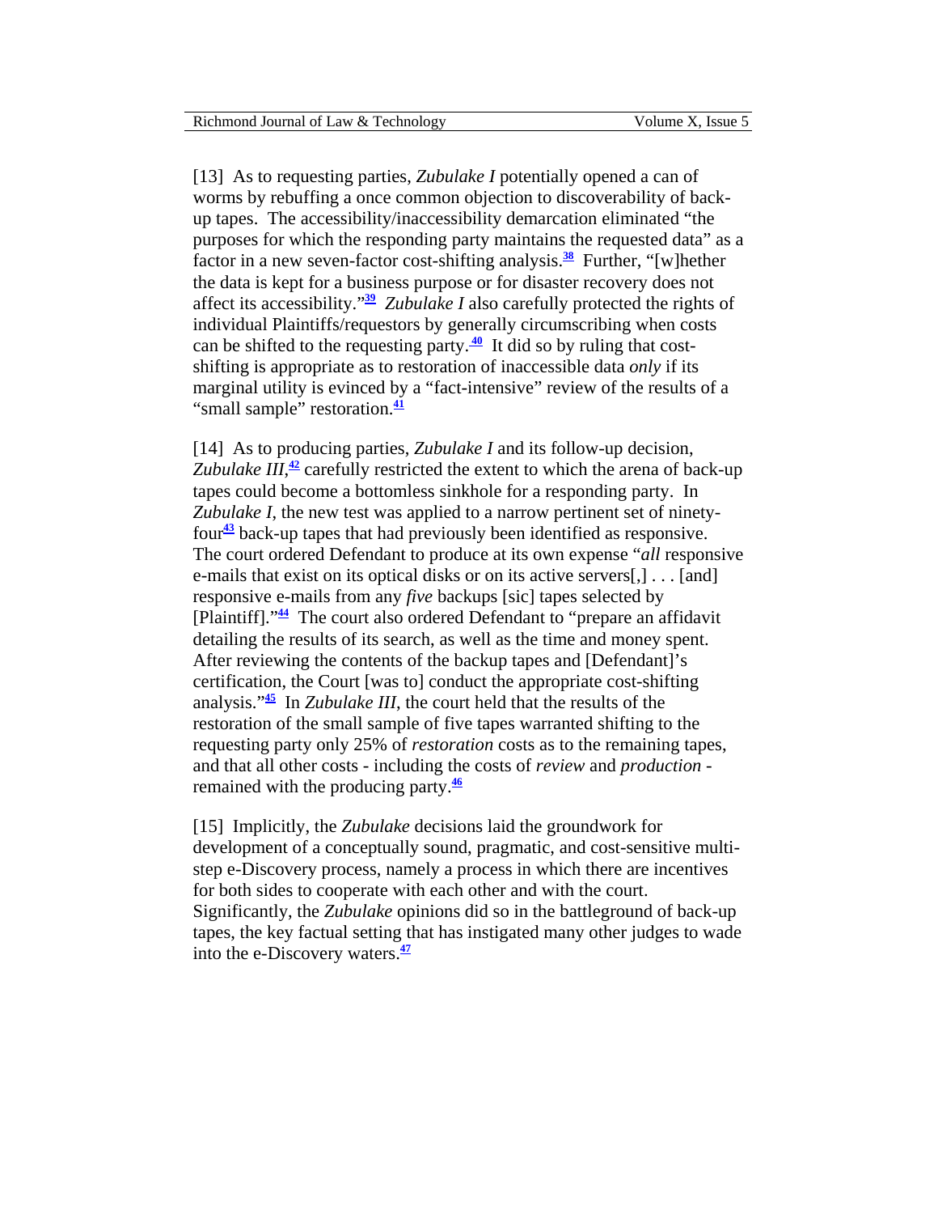[13] As to requesting parties, *Zubulake I* potentially opened a can of worms by rebuffing a once common objection to discoverability of back-up tapes. The accessibility/inaccessibility demarcation eliminated "the purposes for which the responding party maintains the requested data" as a factor in a new seven-factor cost-shifting analysis.[38] Further, "[w]hether the data is kept for a business purpose or for disaster recovery does not affect its accessibility."[39] *Zubulake I* also carefully protected the rights of individual Plaintiffs/requestors by generally circumscribing when costs can be shifted to the requesting party.[40] It did so by ruling that cost-shifting is appropriate as to restoration of inaccessible data *only* if its marginal utility is evinced by a "fact-intensive" review of the results of a "small sample" restoration.[41]

[14] As to producing parties, *Zubulake I* and its follow-up decision, *Zubulake III*,[42] carefully restricted the extent to which the arena of back-up tapes could become a bottomless sinkhole for a responding party. In *Zubulake I*, the new test was applied to a narrow pertinent set of ninety-four[43] back-up tapes that had previously been identified as responsive. The court ordered Defendant to produce at its own expense "*all* responsive e-mails that exist on its optical disks or on its active servers[,] . . . [and] responsive e-mails from any *five* backups [sic] tapes selected by [Plaintiff]."[44] The court also ordered Defendant to "prepare an affidavit detailing the results of its search, as well as the time and money spent. After reviewing the contents of the backup tapes and [Defendant]'s certification, the Court [was to] conduct the appropriate cost-shifting analysis."[45] In *Zubulake III*, the court held that the results of the restoration of the small sample of five tapes warranted shifting to the requesting party only 25% of *restoration* costs as to the remaining tapes, and that all other costs - including the costs of *review* and *production* - remained with the producing party.[46]

[15] Implicitly, the *Zubulake* decisions laid the groundwork for development of a conceptually sound, pragmatic, and cost-sensitive multi-step e-Discovery process, namely a process in which there are incentives for both sides to cooperate with each other and with the court. Significantly, the *Zubulake* opinions did so in the battleground of back-up tapes, the key factual setting that has instigated many other judges to wade into the e-Discovery waters.[47]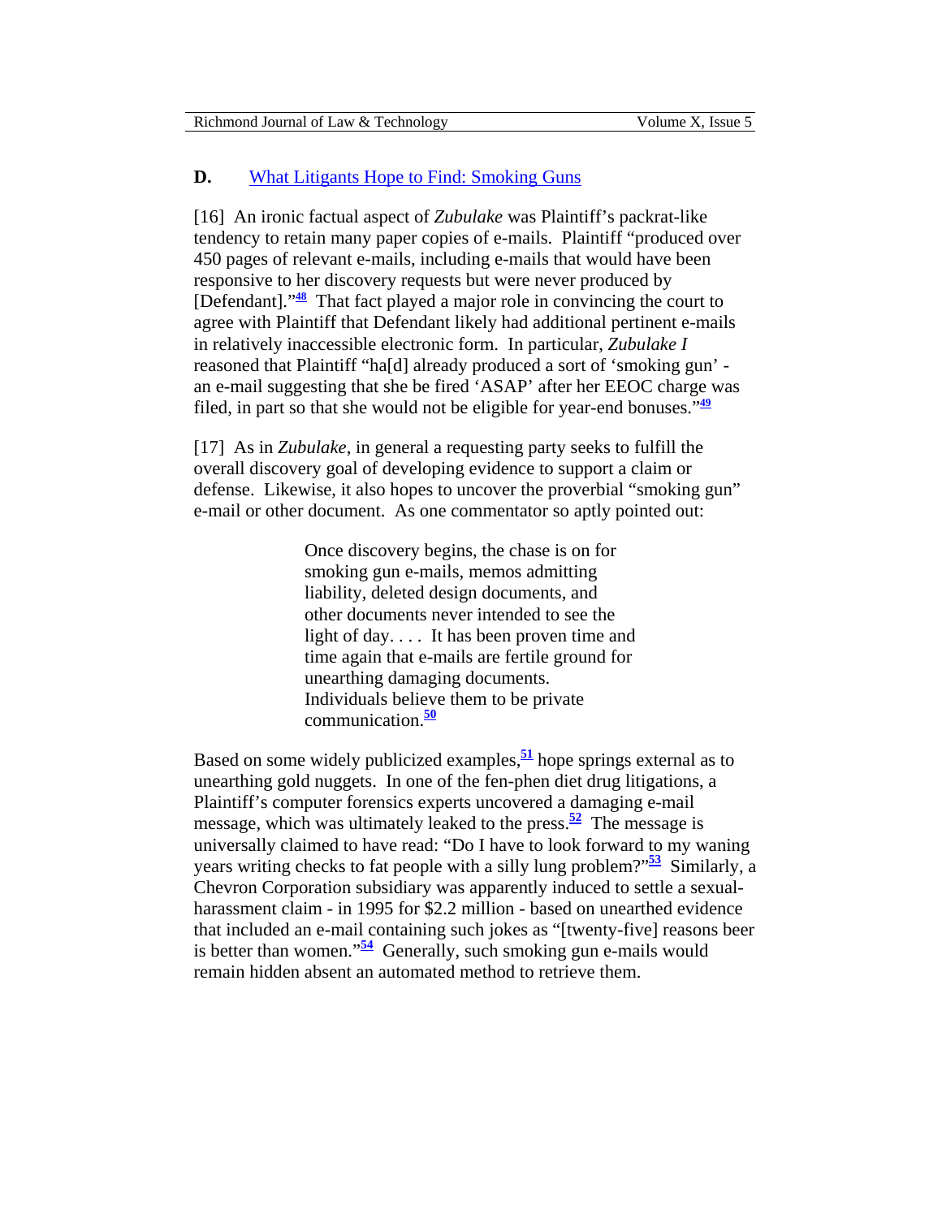## D. What Litigants Hope to Find: Smoking Guns

[16] An ironic factual aspect of *Zubulake* was Plaintiff's packrat-like tendency to retain many paper copies of e-mails. Plaintiff "produced over 450 pages of relevant e-mails, including e-mails that would have been responsive to her discovery requests but were never produced by [Defendant]."[48] That fact played a major role in convincing the court to agree with Plaintiff that Defendant likely had additional pertinent e-mails in relatively inaccessible electronic form. In particular, *Zubulake I* reasoned that Plaintiff "ha[d] already produced a sort of 'smoking gun' - an e-mail suggesting that she be fired 'ASAP' after her EEOC charge was filed, in part so that she would not be eligible for year-end bonuses."[49]

[17] As in *Zubulake*, in general a requesting party seeks to fulfill the overall discovery goal of developing evidence to support a claim or defense. Likewise, it also hopes to uncover the proverbial "smoking gun" e-mail or other document. As one commentator so aptly pointed out:

> Once discovery begins, the chase is on for smoking gun e-mails, memos admitting liability, deleted design documents, and other documents never intended to see the light of day. . . . It has been proven time and time again that e-mails are fertile ground for unearthing damaging documents. Individuals believe them to be private communication.[50]

Based on some widely publicized examples,[51] hope springs external as to unearthing gold nuggets. In one of the fen-phen diet drug litigations, a Plaintiff's computer forensics experts uncovered a damaging e-mail message, which was ultimately leaked to the press.[52] The message is universally claimed to have read: "Do I have to look forward to my waning years writing checks to fat people with a silly lung problem?"[53] Similarly, a Chevron Corporation subsidiary was apparently induced to settle a sexual-harassment claim - in 1995 for $2.2 million - based on unearthed evidence that included an e-mail containing such jokes as "[twenty-five] reasons beer is better than women."[54] Generally, such smoking gun e-mails would remain hidden absent an automated method to retrieve them.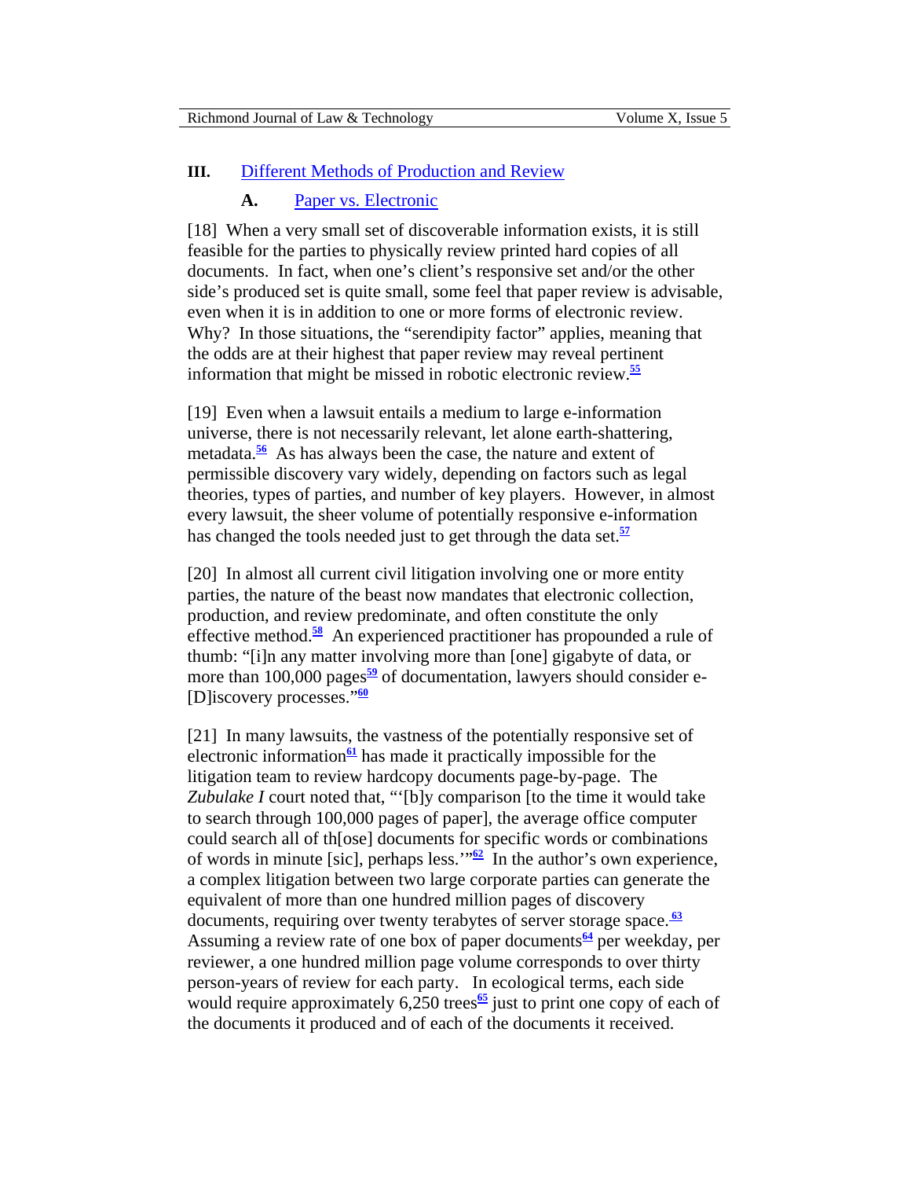## III. Different Methods of Production and Review

### A. Paper vs. Electronic

[18] When a very small set of discoverable information exists, it is still feasible for the parties to physically review printed hard copies of all documents. In fact, when one's client's responsive set and/or the other side's produced set is quite small, some feel that paper review is advisable, even when it is in addition to one or more forms of electronic review. Why? In those situations, the "serendipity factor" applies, meaning that the odds are at their highest that paper review may reveal pertinent information that might be missed in robotic electronic review.[55]

[19] Even when a lawsuit entails a medium to large e-information universe, there is not necessarily relevant, let alone earth-shattering, metadata.[56] As has always been the case, the nature and extent of permissible discovery vary widely, depending on factors such as legal theories, types of parties, and number of key players. However, in almost every lawsuit, the sheer volume of potentially responsive e-information has changed the tools needed just to get through the data set.[57]

[20] In almost all current civil litigation involving one or more entity parties, the nature of the beast now mandates that electronic collection, production, and review predominate, and often constitute the only effective method.[58] An experienced practitioner has propounded a rule of thumb: "[i]n any matter involving more than [one] gigabyte of data, or more than 100,000 pages[59] of documentation, lawyers should consider e-[D]iscovery processes."[60]

[21] In many lawsuits, the vastness of the potentially responsive set of electronic information[61] has made it practically impossible for the litigation team to review hardcopy documents page-by-page. The *Zubulake I* court noted that, "'[b]y comparison [to the time it would take to search through 100,000 pages of paper], the average office computer could search all of th[ose] documents for specific words or combinations of words in minute [sic], perhaps less.'"[62] In the author's own experience, a complex litigation between two large corporate parties can generate the equivalent of more than one hundred million pages of discovery documents, requiring over twenty terabytes of server storage space.[63] Assuming a review rate of one box of paper documents[64] per weekday, per reviewer, a one hundred million page volume corresponds to over thirty person-years of review for each party. In ecological terms, each side would require approximately 6,250 trees[65] just to print one copy of each of the documents it produced and of each of the documents it received.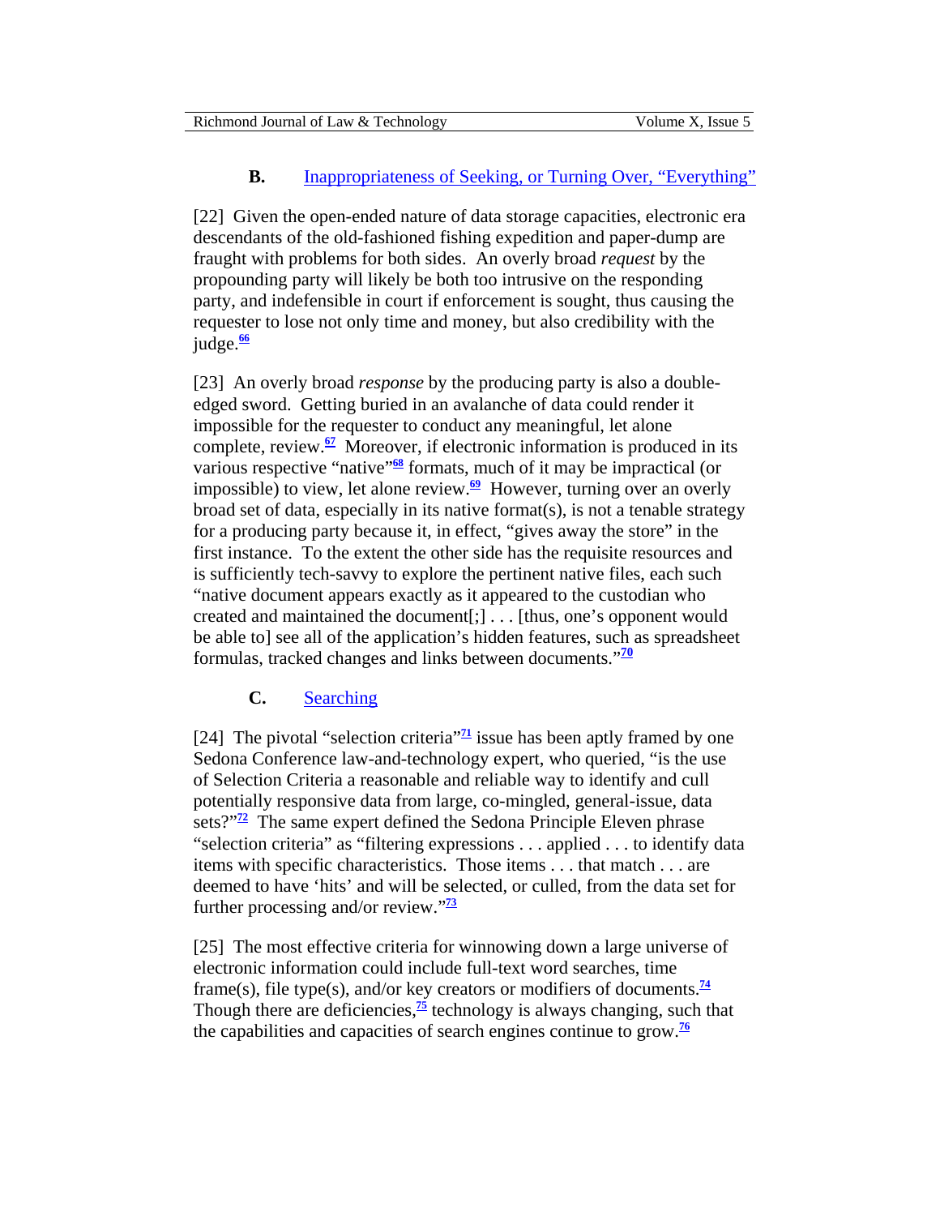### B. Inappropriateness of Seeking, or Turning Over, "Everything"

[22] Given the open-ended nature of data storage capacities, electronic era descendants of the old-fashioned fishing expedition and paper-dump are fraught with problems for both sides. An overly broad *request* by the propounding party will likely be both too intrusive on the responding party, and indefensible in court if enforcement is sought, thus causing the requester to lose not only time and money, but also credibility with the judge.[66]

[23] An overly broad *response* by the producing party is also a double-edged sword. Getting buried in an avalanche of data could render it impossible for the requester to conduct any meaningful, let alone complete, review.[67] Moreover, if electronic information is produced in its various respective "native"[68] formats, much of it may be impractical (or impossible) to view, let alone review.[69] However, turning over an overly broad set of data, especially in its native format(s), is not a tenable strategy for a producing party because it, in effect, "gives away the store" in the first instance. To the extent the other side has the requisite resources and is sufficiently tech-savvy to explore the pertinent native files, each such "native document appears exactly as it appeared to the custodian who created and maintained the document[;] . . . [thus, one's opponent would be able to] see all of the application's hidden features, such as spreadsheet formulas, tracked changes and links between documents."[70]

### C. Searching

[24] The pivotal "selection criteria"[71] issue has been aptly framed by one Sedona Conference law-and-technology expert, who queried, "is the use of Selection Criteria a reasonable and reliable way to identify and cull potentially responsive data from large, co-mingled, general-issue, data sets?"[72] The same expert defined the Sedona Principle Eleven phrase "selection criteria" as "filtering expressions . . . applied . . . to identify data items with specific characteristics. Those items . . . that match . . . are deemed to have 'hits' and will be selected, or culled, from the data set for further processing and/or review."[73]

[25] The most effective criteria for winnowing down a large universe of electronic information could include full-text word searches, time frame(s), file type(s), and/or key creators or modifiers of documents.[74] Though there are deficiencies,[75] technology is always changing, such that the capabilities and capacities of search engines continue to grow.[76]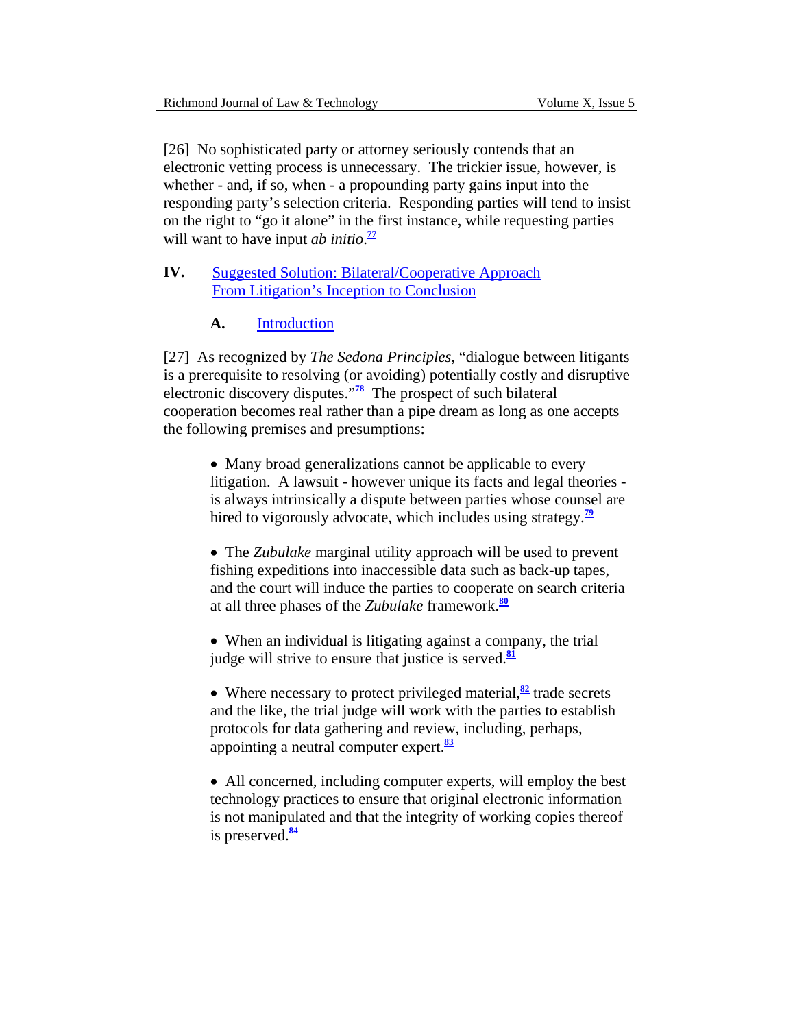[26] No sophisticated party or attorney seriously contends that an electronic vetting process is unnecessary. The trickier issue, however, is whether - and, if so, when - a propounding party gains input into the responding party's selection criteria. Responding parties will tend to insist on the right to "go it alone" in the first instance, while requesting parties will want to have input *ab initio*.[77]

## IV. Suggested Solution: Bilateral/Cooperative Approach From Litigation's Inception to Conclusion

### A. Introduction

[27] As recognized by *The Sedona Principles*, "dialogue between litigants is a prerequisite to resolving (or avoiding) potentially costly and disruptive electronic discovery disputes."[78] The prospect of such bilateral cooperation becomes real rather than a pipe dream as long as one accepts the following premises and presumptions:

- Many broad generalizations cannot be applicable to every litigation. A lawsuit - however unique its facts and legal theories - is always intrinsically a dispute between parties whose counsel are hired to vigorously advocate, which includes using strategy.[79]

- The *Zubulake* marginal utility approach will be used to prevent fishing expeditions into inaccessible data such as back-up tapes, and the court will induce the parties to cooperate on search criteria at all three phases of the *Zubulake* framework.[80]

- When an individual is litigating against a company, the trial judge will strive to ensure that justice is served.[81]

- Where necessary to protect privileged material,[82] trade secrets and the like, the trial judge will work with the parties to establish protocols for data gathering and review, including, perhaps, appointing a neutral computer expert.[83]

- All concerned, including computer experts, will employ the best technology practices to ensure that original electronic information is not manipulated and that the integrity of working copies thereof is preserved.[84]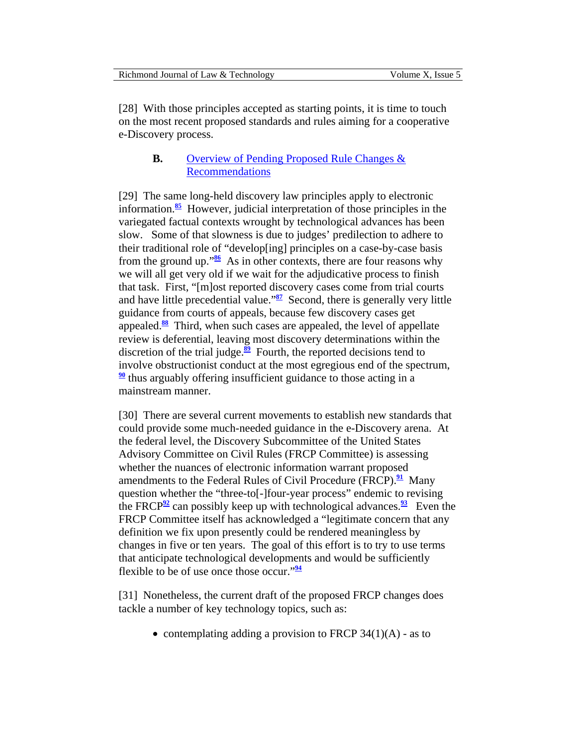[28] With those principles accepted as starting points, it is time to touch on the most recent proposed standards and rules aiming for a cooperative e-Discovery process.

### B. Overview of Pending Proposed Rule Changes & Recommendations

[29] The same long-held discovery law principles apply to electronic information.[85] However, judicial interpretation of those principles in the variegated factual contexts wrought by technological advances has been slow. Some of that slowness is due to judges' predilection to adhere to their traditional role of "develop[ing] principles on a case-by-case basis from the ground up."[86] As in other contexts, there are four reasons why we will all get very old if we wait for the adjudicative process to finish that task. First, "[m]ost reported discovery cases come from trial courts and have little precedential value."[87] Second, there is generally very little guidance from courts of appeals, because few discovery cases get appealed.[88] Third, when such cases are appealed, the level of appellate review is deferential, leaving most discovery determinations within the discretion of the trial judge.[89] Fourth, the reported decisions tend to involve obstructionist conduct at the most egregious end of the spectrum,[90] thus arguably offering insufficient guidance to those acting in a mainstream manner.

[30] There are several current movements to establish new standards that could provide some much-needed guidance in the e-Discovery arena. At the federal level, the Discovery Subcommittee of the United States Advisory Committee on Civil Rules (FRCP Committee) is assessing whether the nuances of electronic information warrant proposed amendments to the Federal Rules of Civil Procedure (FRCP).[91] Many question whether the "three-to[-]four-year process" endemic to revising the FRCP[92] can possibly keep up with technological advances.[93] Even the FRCP Committee itself has acknowledged a "legitimate concern that any definition we fix upon presently could be rendered meaningless by changes in five or ten years. The goal of this effort is to try to use terms that anticipate technological developments and would be sufficiently flexible to be of use once those occur."[94]

[31] Nonetheless, the current draft of the proposed FRCP changes does tackle a number of key technology topics, such as:

- contemplating adding a provision to FRCP 34(1)(A) - as to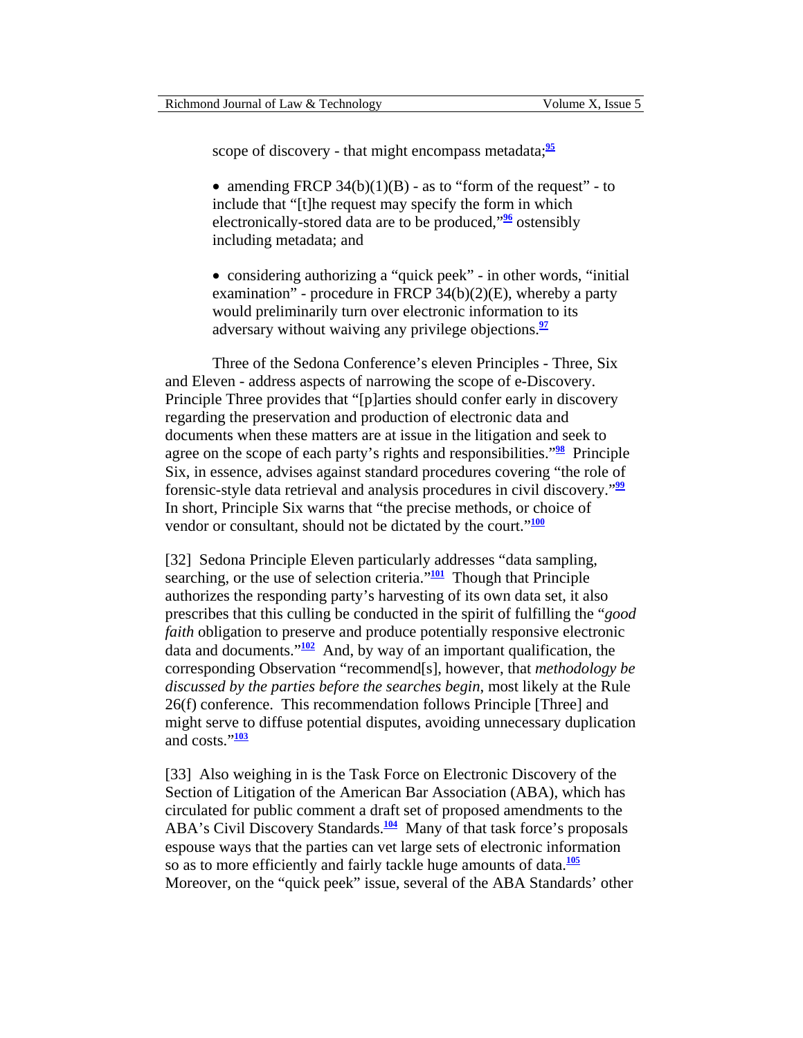scope of discovery - that might encompass metadata;[95]

- amending FRCP 34(b)(1)(B) - as to "form of the request" - to include that "[t]he request may specify the form in which electronically-stored data are to be produced,"[96] ostensibly including metadata; and

- considering authorizing a "quick peek" - in other words, "initial examination" - procedure in FRCP 34(b)(2)(E), whereby a party would preliminarily turn over electronic information to its adversary without waiving any privilege objections.[97]

Three of the Sedona Conference's eleven Principles - Three, Six and Eleven - address aspects of narrowing the scope of e-Discovery. Principle Three provides that "[p]arties should confer early in discovery regarding the preservation and production of electronic data and documents when these matters are at issue in the litigation and seek to agree on the scope of each party's rights and responsibilities."[98] Principle Six, in essence, advises against standard procedures covering "the role of forensic-style data retrieval and analysis procedures in civil discovery."[99] In short, Principle Six warns that "the precise methods, or choice of vendor or consultant, should not be dictated by the court."[100]

[32] Sedona Principle Eleven particularly addresses "data sampling, searching, or the use of selection criteria."[101] Though that Principle authorizes the responding party's harvesting of its own data set, it also prescribes that this culling be conducted in the spirit of fulfilling the "*good faith* obligation to preserve and produce potentially responsive electronic data and documents."[102] And, by way of an important qualification, the corresponding Observation "recommend[s], however, that *methodology be discussed by the parties before the searches begin*, most likely at the Rule 26(f) conference. This recommendation follows Principle [Three] and might serve to diffuse potential disputes, avoiding unnecessary duplication and costs."[103]

[33] Also weighing in is the Task Force on Electronic Discovery of the Section of Litigation of the American Bar Association (ABA), which has circulated for public comment a draft set of proposed amendments to the ABA's Civil Discovery Standards.[104] Many of that task force's proposals espouse ways that the parties can vet large sets of electronic information so as to more efficiently and fairly tackle huge amounts of data.[105] Moreover, on the "quick peek" issue, several of the ABA Standards' other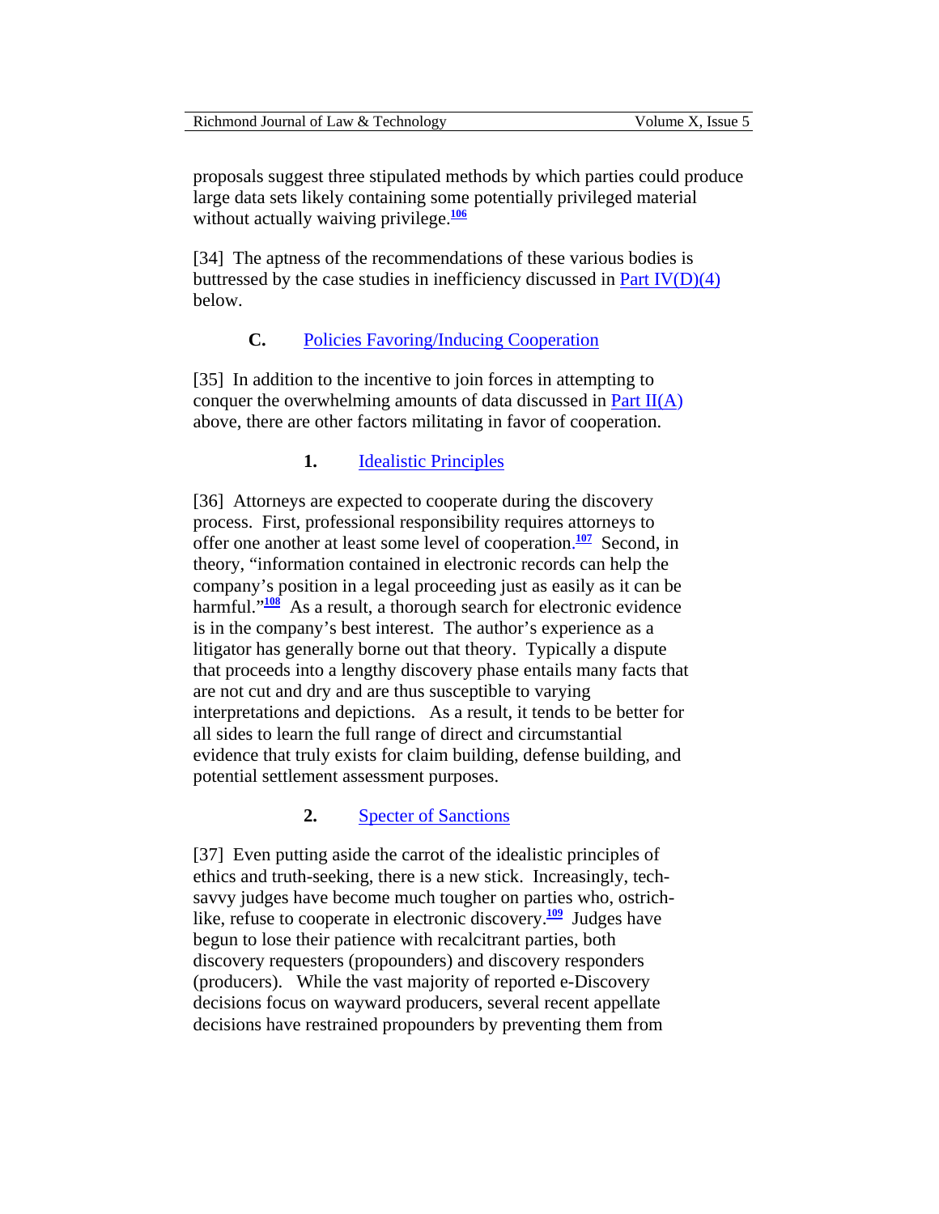proposals suggest three stipulated methods by which parties could produce large data sets likely containing some potentially privileged material without actually waiving privilege.[106]

[34] The aptness of the recommendations of these various bodies is buttressed by the case studies in inefficiency discussed in Part IV(D)(4) below.

### C. Policies Favoring/Inducing Cooperation

[35] In addition to the incentive to join forces in attempting to conquer the overwhelming amounts of data discussed in Part II(A) above, there are other factors militating in favor of cooperation.

#### 1. Idealistic Principles

[36] Attorneys are expected to cooperate during the discovery process. First, professional responsibility requires attorneys to offer one another at least some level of cooperation.[107] Second, in theory, "information contained in electronic records can help the company's position in a legal proceeding just as easily as it can be harmful."[108] As a result, a thorough search for electronic evidence is in the company's best interest. The author's experience as a litigator has generally borne out that theory. Typically a dispute that proceeds into a lengthy discovery phase entails many facts that are not cut and dry and are thus susceptible to varying interpretations and depictions. As a result, it tends to be better for all sides to learn the full range of direct and circumstantial evidence that truly exists for claim building, defense building, and potential settlement assessment purposes.

#### 2. Specter of Sanctions

[37] Even putting aside the carrot of the idealistic principles of ethics and truth-seeking, there is a new stick. Increasingly, tech-savvy judges have become much tougher on parties who, ostrich-like, refuse to cooperate in electronic discovery.[109] Judges have begun to lose their patience with recalcitrant parties, both discovery requesters (propounders) and discovery responders (producers). While the vast majority of reported e-Discovery decisions focus on wayward producers, several recent appellate decisions have restrained propounders by preventing them from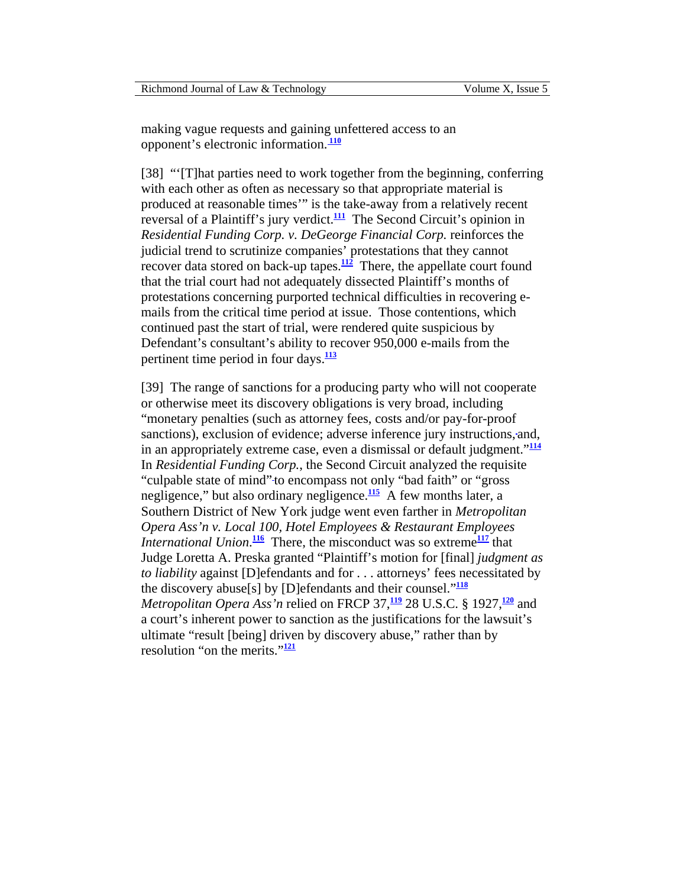making vague requests and gaining unfettered access to an opponent's electronic information.[110]

[38] "'[T]hat parties need to work together from the beginning, conferring with each other as often as necessary so that appropriate material is produced at reasonable times'" is the take-away from a relatively recent reversal of a Plaintiff's jury verdict.[111] The Second Circuit's opinion in *Residential Funding Corp. v. DeGeorge Financial Corp.* reinforces the judicial trend to scrutinize companies' protestations that they cannot recover data stored on back-up tapes.[112] There, the appellate court found that the trial court had not adequately dissected Plaintiff's months of protestations concerning purported technical difficulties in recovering e-mails from the critical time period at issue. Those contentions, which continued past the start of trial, were rendered quite suspicious by Defendant's consultant's ability to recover 950,000 e-mails from the pertinent time period in four days.[113]

[39] The range of sanctions for a producing party who will not cooperate or otherwise meet its discovery obligations is very broad, including "monetary penalties (such as attorney fees, costs and/or pay-for-proof sanctions), exclusion of evidence; adverse inference jury instructions, and, in an appropriately extreme case, even a dismissal or default judgment."[114] In *Residential Funding Corp.*, the Second Circuit analyzed the requisite "culpable state of mind" to encompass not only "bad faith" or "gross negligence," but also ordinary negligence.[115] A few months later, a Southern District of New York judge went even farther in *Metropolitan Opera Ass'n v. Local 100, Hotel Employees & Restaurant Employees International Union*.[116] There, the misconduct was so extreme[117] that Judge Loretta A. Preska granted "Plaintiff's motion for [final] *judgment as to liability* against [D]efendants and for . . . attorneys' fees necessitated by the discovery abuse[s] by [D]efendants and their counsel."[118] *Metropolitan Opera Ass'n* relied on FRCP 37,[119] 28 U.S.C. § 1927,[120] and a court's inherent power to sanction as the justifications for the lawsuit's ultimate "result [being] driven by discovery abuse," rather than by resolution "on the merits."[121]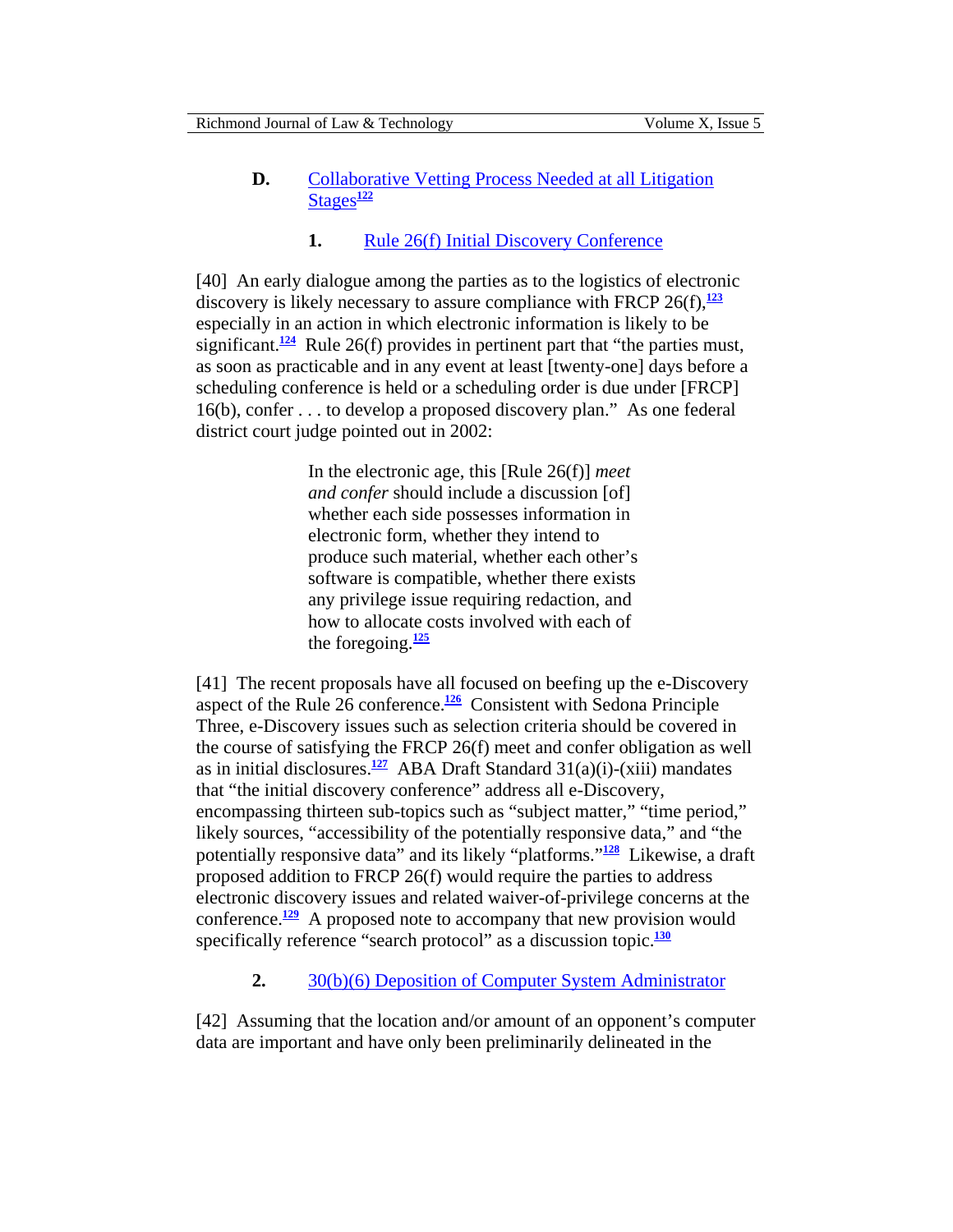### D. Collaborative Vetting Process Needed at all Litigation Stages[122]

#### 1. Rule 26(f) Initial Discovery Conference

[40] An early dialogue among the parties as to the logistics of electronic discovery is likely necessary to assure compliance with FRCP 26(f),[123] especially in an action in which electronic information is likely to be significant.[124] Rule 26(f) provides in pertinent part that "the parties must, as soon as practicable and in any event at least [twenty-one] days before a scheduling conference is held or a scheduling order is due under [FRCP] 16(b), confer . . . to develop a proposed discovery plan." As one federal district court judge pointed out in 2002:

> In the electronic age, this [Rule 26(f)] *meet and confer* should include a discussion [of] whether each side possesses information in electronic form, whether they intend to produce such material, whether each other's software is compatible, whether there exists any privilege issue requiring redaction, and how to allocate costs involved with each of the foregoing.[125]

[41] The recent proposals have all focused on beefing up the e-Discovery aspect of the Rule 26 conference.[126] Consistent with Sedona Principle Three, e-Discovery issues such as selection criteria should be covered in the course of satisfying the FRCP 26(f) meet and confer obligation as well as in initial disclosures.[127] ABA Draft Standard 31(a)(i)-(xiii) mandates that "the initial discovery conference" address all e-Discovery, encompassing thirteen sub-topics such as "subject matter," "time period," likely sources, "accessibility of the potentially responsive data," and "the potentially responsive data" and its likely "platforms."[128] Likewise, a draft proposed addition to FRCP 26(f) would require the parties to address electronic discovery issues and related waiver-of-privilege concerns at the conference.[129] A proposed note to accompany that new provision would specifically reference "search protocol" as a discussion topic.[130]

#### 2. 30(b)(6) Deposition of Computer System Administrator

[42] Assuming that the location and/or amount of an opponent's computer data are important and have only been preliminarily delineated in the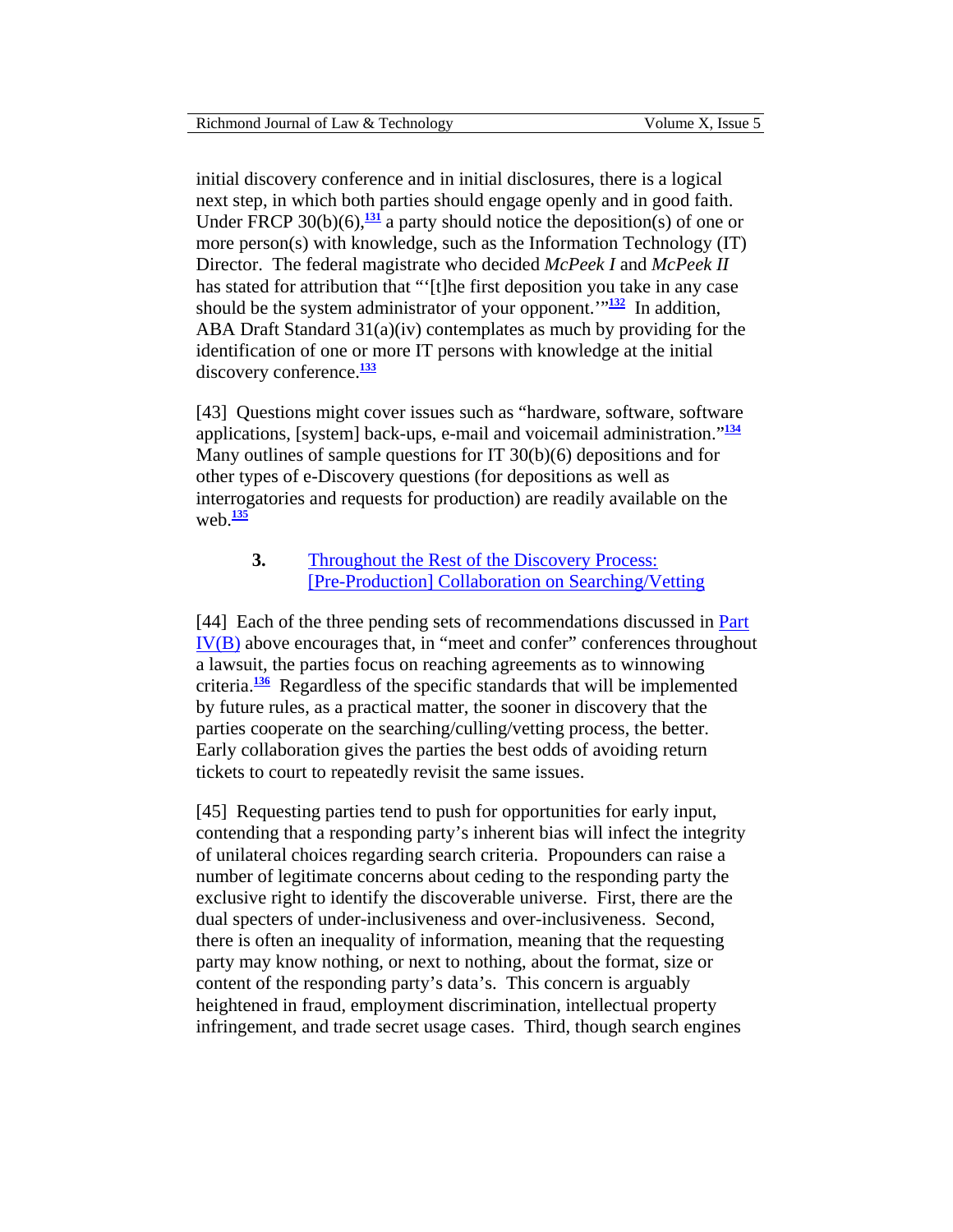initial discovery conference and in initial disclosures, there is a logical next step, in which both parties should engage openly and in good faith. Under FRCP 30(b)(6),[131] a party should notice the deposition(s) of one or more person(s) with knowledge, such as the Information Technology (IT) Director. The federal magistrate who decided *McPeek I* and *McPeek II* has stated for attribution that "'[t]he first deposition you take in any case should be the system administrator of your opponent.'"[132] In addition, ABA Draft Standard 31(a)(iv) contemplates as much by providing for the identification of one or more IT persons with knowledge at the initial discovery conference.[133]

[43] Questions might cover issues such as "hardware, software, software applications, [system] back-ups, e-mail and voicemail administration."[134] Many outlines of sample questions for IT 30(b)(6) depositions and for other types of e-Discovery questions (for depositions as well as interrogatories and requests for production) are readily available on the web.[135]

### 3. Throughout the Rest of the Discovery Process: [Pre-Production] Collaboration on Searching/Vetting

[44] Each of the three pending sets of recommendations discussed in Part IV(B) above encourages that, in "meet and confer" conferences throughout a lawsuit, the parties focus on reaching agreements as to winnowing criteria.[136] Regardless of the specific standards that will be implemented by future rules, as a practical matter, the sooner in discovery that the parties cooperate on the searching/culling/vetting process, the better. Early collaboration gives the parties the best odds of avoiding return tickets to court to repeatedly revisit the same issues.

[45] Requesting parties tend to push for opportunities for early input, contending that a responding party's inherent bias will infect the integrity of unilateral choices regarding search criteria. Propounders can raise a number of legitimate concerns about ceding to the responding party the exclusive right to identify the discoverable universe. First, there are the dual specters of under-inclusiveness and over-inclusiveness. Second, there is often an inequality of information, meaning that the requesting party may know nothing, or next to nothing, about the format, size or content of the responding party's data's. This concern is arguably heightened in fraud, employment discrimination, intellectual property infringement, and trade secret usage cases. Third, though search engines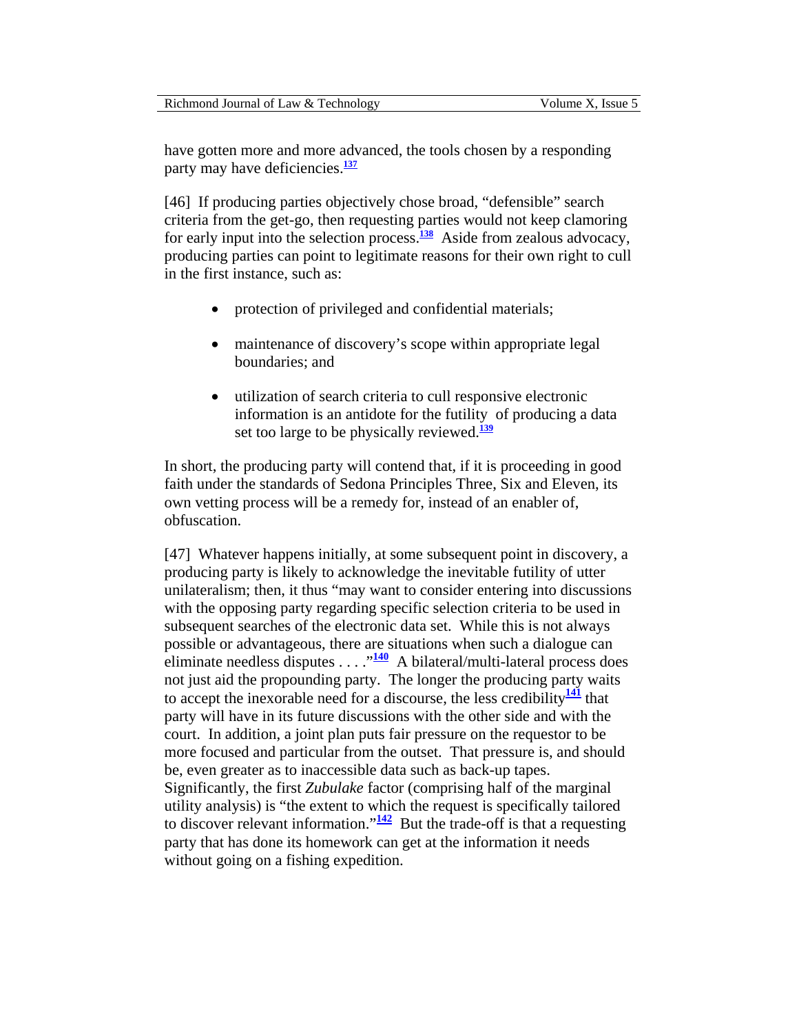have gotten more and more advanced, the tools chosen by a responding party may have deficiencies.[137]

[46] If producing parties objectively chose broad, "defensible" search criteria from the get-go, then requesting parties would not keep clamoring for early input into the selection process.[138] Aside from zealous advocacy, producing parties can point to legitimate reasons for their own right to cull in the first instance, such as:

- protection of privileged and confidential materials;
- maintenance of discovery's scope within appropriate legal boundaries; and
- utilization of search criteria to cull responsive electronic information is an antidote for the futility of producing a data set too large to be physically reviewed.[139]

In short, the producing party will contend that, if it is proceeding in good faith under the standards of Sedona Principles Three, Six and Eleven, its own vetting process will be a remedy for, instead of an enabler of, obfuscation.

[47] Whatever happens initially, at some subsequent point in discovery, a producing party is likely to acknowledge the inevitable futility of utter unilateralism; then, it thus "may want to consider entering into discussions with the opposing party regarding specific selection criteria to be used in subsequent searches of the electronic data set. While this is not always possible or advantageous, there are situations when such a dialogue can eliminate needless disputes . . . ."[140] A bilateral/multi-lateral process does not just aid the propounding party. The longer the producing party waits to accept the inexorable need for a discourse, the less credibility[141] that party will have in its future discussions with the other side and with the court. In addition, a joint plan puts fair pressure on the requestor to be more focused and particular from the outset. That pressure is, and should be, even greater as to inaccessible data such as back-up tapes. Significantly, the first *Zubulake* factor (comprising half of the marginal utility analysis) is "the extent to which the request is specifically tailored to discover relevant information."[142] But the trade-off is that a requesting party that has done its homework can get at the information it needs without going on a fishing expedition.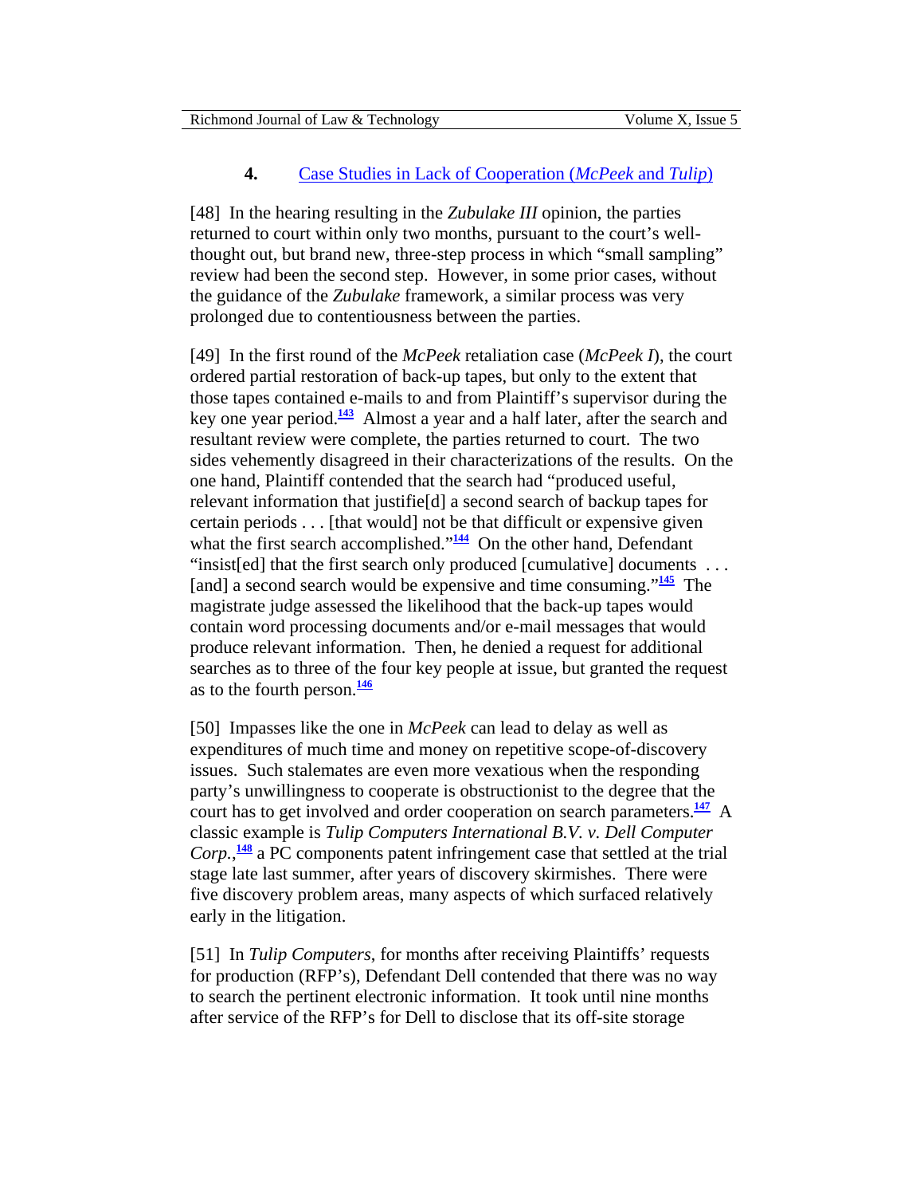### 4. Case Studies in Lack of Cooperation (*McPeek* and *Tulip*)

[48] In the hearing resulting in the *Zubulake III* opinion, the parties returned to court within only two months, pursuant to the court's well-thought out, but brand new, three-step process in which "small sampling" review had been the second step. However, in some prior cases, without the guidance of the *Zubulake* framework, a similar process was very prolonged due to contentiousness between the parties.

[49] In the first round of the *McPeek* retaliation case (*McPeek I*), the court ordered partial restoration of back-up tapes, but only to the extent that those tapes contained e-mails to and from Plaintiff's supervisor during the key one year period.[143] Almost a year and a half later, after the search and resultant review were complete, the parties returned to court. The two sides vehemently disagreed in their characterizations of the results. On the one hand, Plaintiff contended that the search had "produced useful, relevant information that justifie[d] a second search of backup tapes for certain periods . . . [that would] not be that difficult or expensive given what the first search accomplished."[144] On the other hand, Defendant "insist[ed] that the first search only produced [cumulative] documents . . . [and] a second search would be expensive and time consuming."[145] The magistrate judge assessed the likelihood that the back-up tapes would contain word processing documents and/or e-mail messages that would produce relevant information. Then, he denied a request for additional searches as to three of the four key people at issue, but granted the request as to the fourth person.[146]

[50] Impasses like the one in *McPeek* can lead to delay as well as expenditures of much time and money on repetitive scope-of-discovery issues. Such stalemates are even more vexatious when the responding party's unwillingness to cooperate is obstructionist to the degree that the court has to get involved and order cooperation on search parameters.[147] A classic example is *Tulip Computers International B.V. v. Dell Computer Corp.*,[148] a PC components patent infringement case that settled at the trial stage late last summer, after years of discovery skirmishes. There were five discovery problem areas, many aspects of which surfaced relatively early in the litigation.

[51] In *Tulip Computers*, for months after receiving Plaintiffs' requests for production (RFP's), Defendant Dell contended that there was no way to search the pertinent electronic information. It took until nine months after service of the RFP's for Dell to disclose that its off-site storage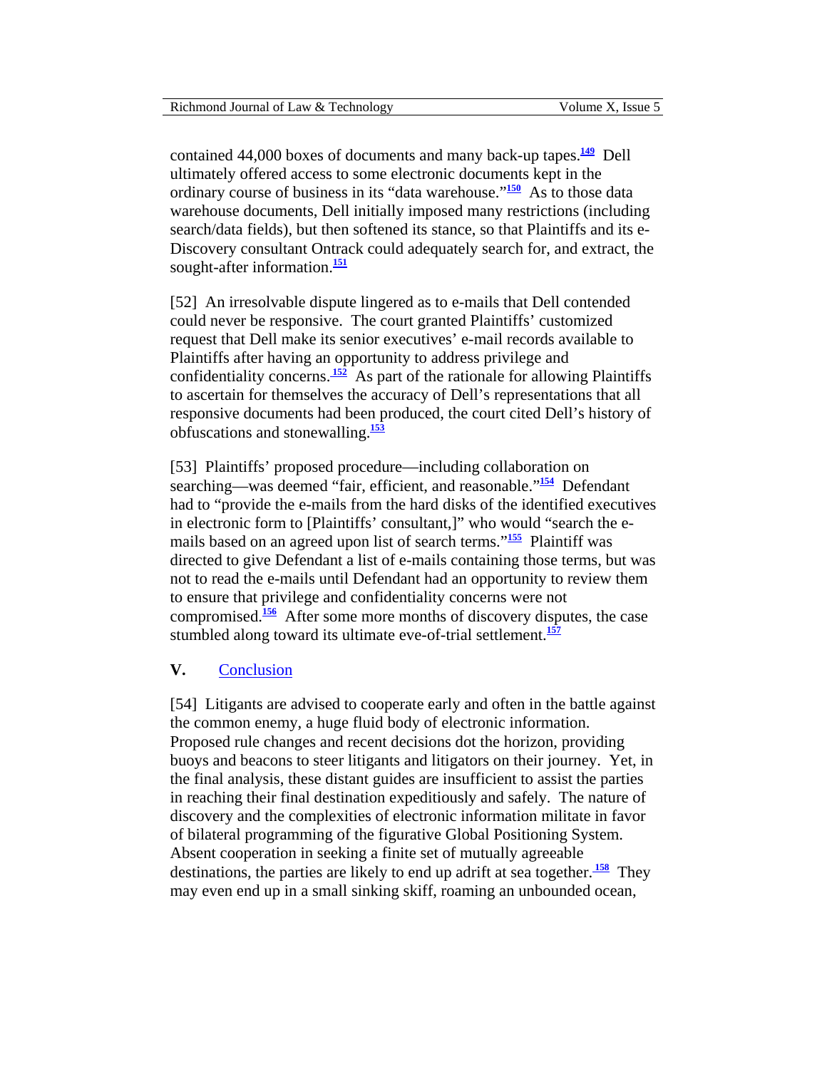contained 44,000 boxes of documents and many back-up tapes.[149] Dell ultimately offered access to some electronic documents kept in the ordinary course of business in its "data warehouse."[150] As to those data warehouse documents, Dell initially imposed many restrictions (including search/data fields), but then softened its stance, so that Plaintiffs and its e-Discovery consultant Ontrack could adequately search for, and extract, the sought-after information.[151]

[52] An irresolvable dispute lingered as to e-mails that Dell contended could never be responsive. The court granted Plaintiffs' customized request that Dell make its senior executives' e-mail records available to Plaintiffs after having an opportunity to address privilege and confidentiality concerns.[152] As part of the rationale for allowing Plaintiffs to ascertain for themselves the accuracy of Dell's representations that all responsive documents had been produced, the court cited Dell's history of obfuscations and stonewalling.[153]

[53] Plaintiffs' proposed procedure—including collaboration on searching—was deemed "fair, efficient, and reasonable."[154] Defendant had to "provide the e-mails from the hard disks of the identified executives in electronic form to [Plaintiffs' consultant,]" who would "search the e-mails based on an agreed upon list of search terms."[155] Plaintiff was directed to give Defendant a list of e-mails containing those terms, but was not to read the e-mails until Defendant had an opportunity to review them to ensure that privilege and confidentiality concerns were not compromised.[156] After some more months of discovery disputes, the case stumbled along toward its ultimate eve-of-trial settlement.[157]

## V. Conclusion

[54] Litigants are advised to cooperate early and often in the battle against the common enemy, a huge fluid body of electronic information. Proposed rule changes and recent decisions dot the horizon, providing buoys and beacons to steer litigants and litigators on their journey. Yet, in the final analysis, these distant guides are insufficient to assist the parties in reaching their final destination expeditiously and safely. The nature of discovery and the complexities of electronic information militate in favor of bilateral programming of the figurative Global Positioning System. Absent cooperation in seeking a finite set of mutually agreeable destinations, the parties are likely to end up adrift at sea together.[158] They may even end up in a small sinking skiff, roaming an unbounded ocean,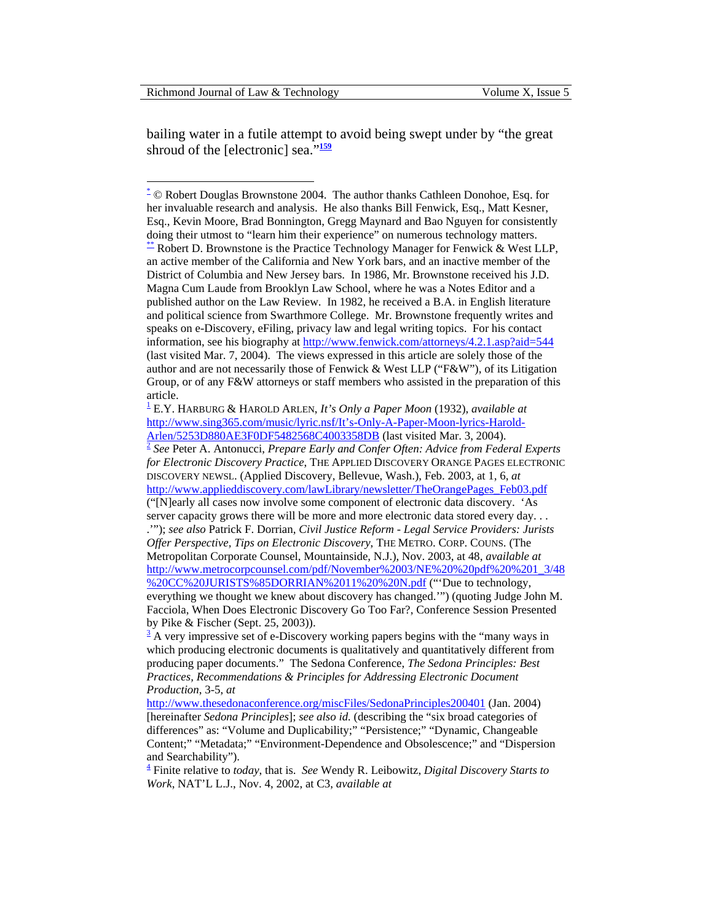bailing water in a futile attempt to avoid being swept under by "the great shroud of the [electronic] sea."[159]

---

[*] © Robert Douglas Brownstone 2004. The author thanks Cathleen Donohoe, Esq. for her invaluable research and analysis. He also thanks Bill Fenwick, Esq., Matt Kesner, Esq., Kevin Moore, Brad Bonnington, Gregg Maynard and Bao Nguyen for consistently doing their utmost to "learn him their experience" on numerous technology matters.

[**] Robert D. Brownstone is the Practice Technology Manager for Fenwick & West LLP, an active member of the California and New York bars, and an inactive member of the District of Columbia and New Jersey bars. In 1986, Mr. Brownstone received his J.D. Magna Cum Laude from Brooklyn Law School, where he was a Notes Editor and a published author on the Law Review. In 1982, he received a B.A. in English literature and political science from Swarthmore College. Mr. Brownstone frequently writes and speaks on e-Discovery, eFiling, privacy law and legal writing topics. For his contact information, see his biography at http://www.fenwick.com/attorneys/4.2.1.asp?aid=544 (last visited Mar. 7, 2004). The views expressed in this article are solely those of the author and are not necessarily those of Fenwick & West LLP ("F&W"), of its Litigation Group, or of any F&W attorneys or staff members who assisted in the preparation of this article.

[1] E.Y. HARBURG & HAROLD ARLEN, *It's Only a Paper Moon* (1932), *available at* http://www.sing365.com/music/lyric.nsf/It's-Only-A-Paper-Moon-lyrics-Harold-Arlen/5253D880AE3F0DF5482568C4003358DB (last visited Mar. 3, 2004).

[2] *See* Peter A. Antonucci, *Prepare Early and Confer Often: Advice from Federal Experts for Electronic Discovery Practice*, THE APPLIED DISCOVERY ORANGE PAGES ELECTRONIC DISCOVERY NEWSL. (Applied Discovery, Bellevue, Wash.), Feb. 2003, at 1, 6, *at* http://www.applieddiscovery.com/lawLibrary/newsletter/TheOrangePages_Feb03.pdf ("[N]early all cases now involve some component of electronic data discovery. 'As server capacity grows there will be more and more electronic data stored every day. . . .'"); *see also* Patrick F. Dorrian, *Civil Justice Reform - Legal Service Providers: Jurists Offer Perspective, Tips on Electronic Discovery*, THE METRO. CORP. COUNS. (The Metropolitan Corporate Counsel, Mountainside, N.J.), Nov. 2003, at 48, *available at* http://www.metrocorpcounsel.com/pdf/November%2003/NE%20%20pdf%20%201_3/48%20CC%20JURISTS%85DORRIAN%2011%20%20N.pdf ("'Due to technology, everything we thought we knew about discovery has changed.'") (quoting Judge John M. Facciola, When Does Electronic Discovery Go Too Far?, Conference Session Presented by Pike & Fischer (Sept. 25, 2003)).

[3] A very impressive set of e-Discovery working papers begins with the "many ways in which producing electronic documents is qualitatively and quantitatively different from producing paper documents." The Sedona Conference, *The Sedona Principles: Best Practices, Recommendations & Principles for Addressing Electronic Document Production*, 3-5, *at* http://www.thesedonaconference.org/miscFiles/SedonaPrinciples200401 (Jan. 2004) [hereinafter *Sedona Principles*]; *see also id.* (describing the "six broad categories of differences" as: "Volume and Duplicability;" "Persistence;" "Dynamic, Changeable Content;" "Metadata;" "Environment-Dependence and Obsolescence;" and "Dispersion and Searchability").

[4] Finite relative to *today*, that is. *See* Wendy R. Leibowitz, *Digital Discovery Starts to Work*, NAT'L L.J., Nov. 4, 2002, at C3, *available at*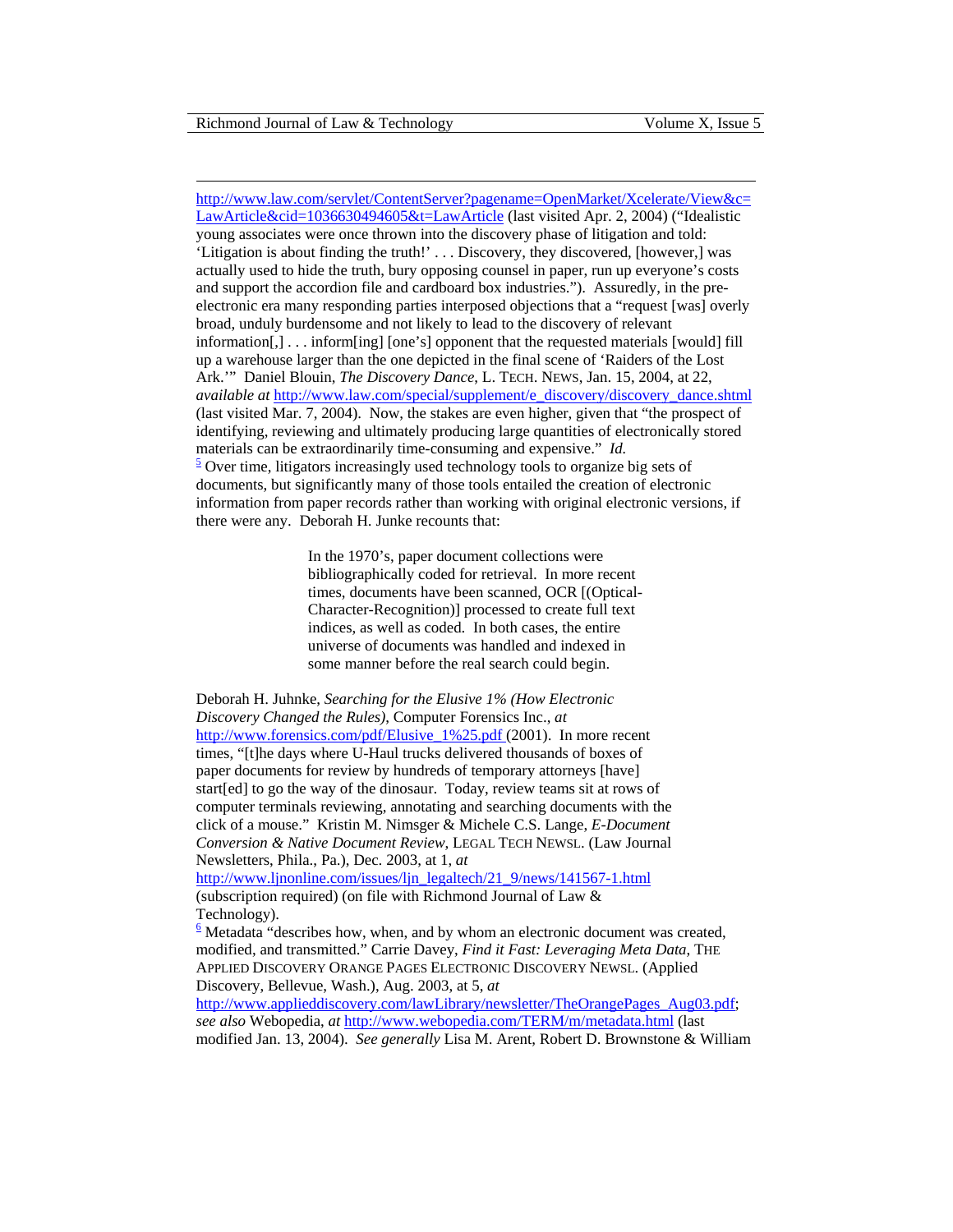http://www.law.com/servlet/ContentServer?pagename=OpenMarket/Xcelerate/View&c=LawArticle&cid=1036630494605&t=LawArticle (last visited Apr. 2, 2004) ("Idealistic young associates were once thrown into the discovery phase of litigation and told: 'Litigation is about finding the truth!' . . . Discovery, they discovered, [however,] was actually used to hide the truth, bury opposing counsel in paper, run up everyone's costs and support the accordion file and cardboard box industries."). Assuredly, in the pre-electronic era many responding parties interposed objections that a "request [was] overly broad, unduly burdensome and not likely to lead to the discovery of relevant information[,] . . . inform[ing] [one's] opponent that the requested materials [would] fill up a warehouse larger than the one depicted in the final scene of 'Raiders of the Lost Ark.'" Daniel Blouin, *The Discovery Dance*, L. TECH. NEWS, Jan. 15, 2004, at 22, *available at* http://www.law.com/special/supplement/e_discovery/discovery_dance.shtml (last visited Mar. 7, 2004). Now, the stakes are even higher, given that "the prospect of identifying, reviewing and ultimately producing large quantities of electronically stored materials can be extraordinarily time-consuming and expensive." *Id.*

[5] Over time, litigators increasingly used technology tools to organize big sets of documents, but significantly many of those tools entailed the creation of electronic information from paper records rather than working with original electronic versions, if there were any. Deborah H. Junke recounts that:

> In the 1970's, paper document collections were bibliographically coded for retrieval. In more recent times, documents have been scanned, OCR [(Optical-Character-Recognition)] processed to create full text indices, as well as coded. In both cases, the entire universe of documents was handled and indexed in some manner before the real search could begin.

Deborah H. Juhnke, *Searching for the Elusive 1% (How Electronic Discovery Changed the Rules)*, Computer Forensics Inc., *at* http://www.forensics.com/pdf/Elusive_1%25.pdf (2001). In more recent times, "[t]he days where U-Haul trucks delivered thousands of boxes of paper documents for review by hundreds of temporary attorneys [have] start[ed] to go the way of the dinosaur. Today, review teams sit at rows of computer terminals reviewing, annotating and searching documents with the click of a mouse." Kristin M. Nimsger & Michele C.S. Lange, *E-Document Conversion & Native Document Review*, LEGAL TECH NEWSL. (Law Journal Newsletters, Phila., Pa.), Dec. 2003, at 1, *at* http://www.ljnonline.com/issues/ljn_legaltech/21_9/news/141567-1.html (subscription required) (on file with Richmond Journal of Law & Technology).

[6] Metadata "describes how, when, and by whom an electronic document was created, modified, and transmitted." Carrie Davey, *Find it Fast: Leveraging Meta Data*, THE APPLIED DISCOVERY ORANGE PAGES ELECTRONIC DISCOVERY NEWSL. (Applied Discovery, Bellevue, Wash.), Aug. 2003, at 5, *at* http://www.applieddiscovery.com/lawLibrary/newsletter/TheOrangePages_Aug03.pdf; *see also* Webopedia, *at* http://www.webopedia.com/TERM/m/metadata.html (last modified Jan. 13, 2004). *See generally* Lisa M. Arent, Robert D. Brownstone & William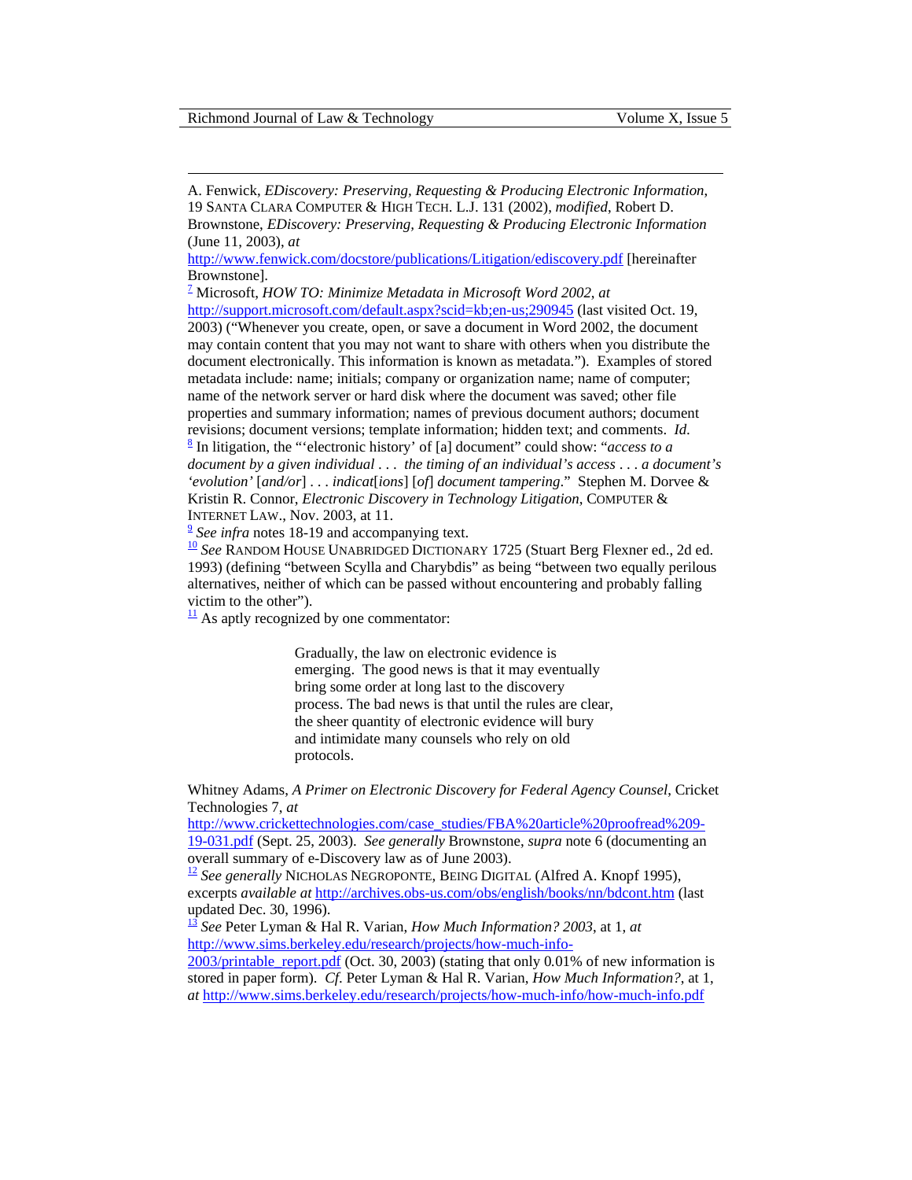A. Fenwick, *EDiscovery: Preserving, Requesting & Producing Electronic Information*, 19 SANTA CLARA COMPUTER & HIGH TECH. L.J. 131 (2002), *modified*, Robert D. Brownstone, *EDiscovery: Preserving, Requesting & Producing Electronic Information* (June 11, 2003), *at* http://www.fenwick.com/docstore/publications/Litigation/ediscovery.pdf [hereinafter Brownstone].

[7] Microsoft, *HOW TO: Minimize Metadata in Microsoft Word 2002, at* http://support.microsoft.com/default.aspx?scid=kb;en-us;290945 (last visited Oct. 19, 2003) ("Whenever you create, open, or save a document in Word 2002, the document may contain content that you may not want to share with others when you distribute the document electronically. This information is known as metadata."). Examples of stored metadata include: name; initials; company or organization name; name of computer; name of the network server or hard disk where the document was saved; other file properties and summary information; names of previous document authors; document revisions; document versions; template information; hidden text; and comments. *Id.*

[8] In litigation, the "'electronic history' of [a] document" could show: "*access to a document by a given individual . . . the timing of an individual's access . . . a document's 'evolution'* [*and/or*] *. . . indicat*[*ions*] [*of*] *document tampering*." Stephen M. Dorvee & Kristin R. Connor, *Electronic Discovery in Technology Litigation*, COMPUTER & INTERNET LAW., Nov. 2003, at 11.

[9] *See infra* notes 18-19 and accompanying text.

[10] *See* RANDOM HOUSE UNABRIDGED DICTIONARY 1725 (Stuart Berg Flexner ed., 2d ed. 1993) (defining "between Scylla and Charybdis" as being "between two equally perilous alternatives, neither of which can be passed without encountering and probably falling victim to the other").

[11] As aptly recognized by one commentator:

> Gradually, the law on electronic evidence is emerging. The good news is that it may eventually bring some order at long last to the discovery process. The bad news is that until the rules are clear, the sheer quantity of electronic evidence will bury and intimidate many counsels who rely on old protocols.

Whitney Adams, *A Primer on Electronic Discovery for Federal Agency Counsel*, Cricket Technologies 7, *at* http://www.crickettechnologies.com/case_studies/FBA%20article%20proofread%209-19-031.pdf (Sept. 25, 2003). *See generally* Brownstone, *supra* note 6 (documenting an overall summary of e-Discovery law as of June 2003).

[12] *See generally* NICHOLAS NEGROPONTE, BEING DIGITAL (Alfred A. Knopf 1995), excerpts *available at* http://archives.obs-us.com/obs/english/books/nn/bdcont.htm (last updated Dec. 30, 1996).

[13] *See* Peter Lyman & Hal R. Varian, *How Much Information? 2003*, at 1, *at* http://www.sims.berkeley.edu/research/projects/how-much-info-2003/printable_report.pdf (Oct. 30, 2003) (stating that only 0.01% of new information is stored in paper form). *Cf*. Peter Lyman & Hal R. Varian, *How Much Information?*, at 1, *at* http://www.sims.berkeley.edu/research/projects/how-much-info/how-much-info.pdf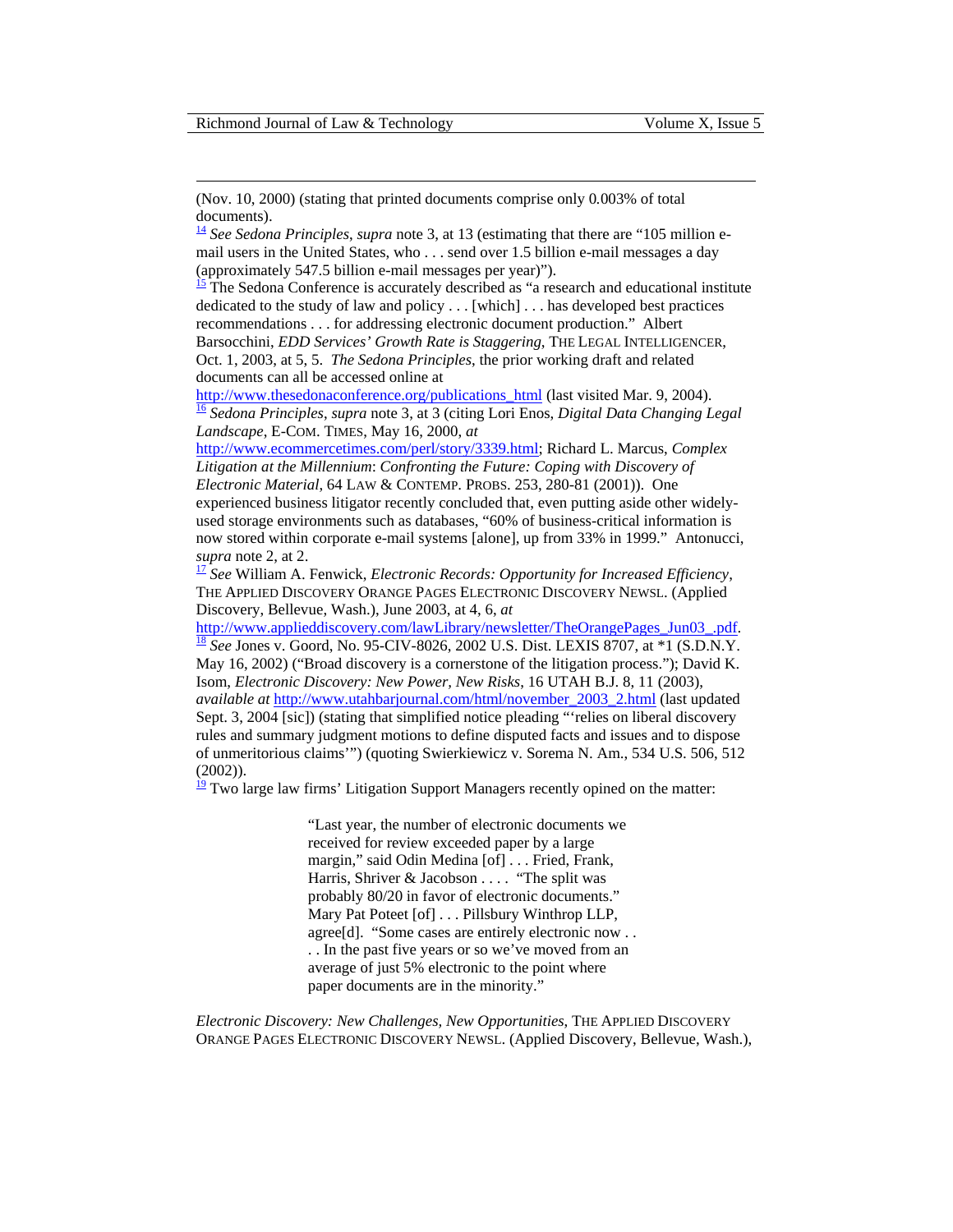(Nov. 10, 2000) (stating that printed documents comprise only 0.003% of total documents).

[14] *See Sedona Principles*, *supra* note 3, at 13 (estimating that there are "105 million e-mail users in the United States, who . . . send over 1.5 billion e-mail messages a day (approximately 547.5 billion e-mail messages per year)").

[15] The Sedona Conference is accurately described as "a research and educational institute dedicated to the study of law and policy . . . [which] . . . has developed best practices recommendations . . . for addressing electronic document production." Albert Barsocchini, *EDD Services' Growth Rate is Staggering*, THE LEGAL INTELLIGENCER, Oct. 1, 2003, at 5, 5. *The Sedona Principles*, the prior working draft and related documents can all be accessed online at http://www.thesedonaconference.org/publications_html (last visited Mar. 9, 2004).

[16] *Sedona Principles*, *supra* note 3, at 3 (citing Lori Enos, *Digital Data Changing Legal Landscape*, E-COM. TIMES, May 16, 2000, *at* http://www.ecommercetimes.com/perl/story/3339.html; Richard L. Marcus, *Complex Litigation at the Millennium*: *Confronting the Future: Coping with Discovery of Electronic Material*, 64 LAW & CONTEMP. PROBS. 253, 280-81 (2001)). One experienced business litigator recently concluded that, even putting aside other widely-used storage environments such as databases, "60% of business-critical information is now stored within corporate e-mail systems [alone], up from 33% in 1999." Antonucci, *supra* note 2, at 2.

[17] *See* William A. Fenwick, *Electronic Records: Opportunity for Increased Efficiency*, THE APPLIED DISCOVERY ORANGE PAGES ELECTRONIC DISCOVERY NEWSL. (Applied Discovery, Bellevue, Wash.), June 2003, at 4, 6, *at* http://www.applieddiscovery.com/lawLibrary/newsletter/TheOrangePages_Jun03_.pdf.

[18] *See* Jones v. Goord, No. 95-CIV-8026, 2002 U.S. Dist. LEXIS 8707, at *1 (S.D.N.Y. May 16, 2002) ("Broad discovery is a cornerstone of the litigation process."); David K. Isom, *Electronic Discovery: New Power, New Risks*, 16 UTAH B.J. 8, 11 (2003), *available at* http://www.utahbarjournal.com/html/november_2003_2.html (last updated Sept. 3, 2004 [sic]) (stating that simplified notice pleading "'relies on liberal discovery rules and summary judgment motions to define disputed facts and issues and to dispose of unmeritorious claims'") (quoting Swierkiewicz v. Sorema N. Am., 534 U.S. 506, 512 (2002)).

[19] Two large law firms' Litigation Support Managers recently opined on the matter:

> "Last year, the number of electronic documents we received for review exceeded paper by a large margin," said Odin Medina [of] . . . Fried, Frank, Harris, Shriver & Jacobson . . . . "The split was probably 80/20 in favor of electronic documents." Mary Pat Poteet [of] . . . Pillsbury Winthrop LLP, agree[d]. "Some cases are entirely electronic now . . . . In the past five years or so we've moved from an average of just 5% electronic to the point where paper documents are in the minority."

*Electronic Discovery: New Challenges, New Opportunities*, THE APPLIED DISCOVERY ORANGE PAGES ELECTRONIC DISCOVERY NEWSL. (Applied Discovery, Bellevue, Wash.),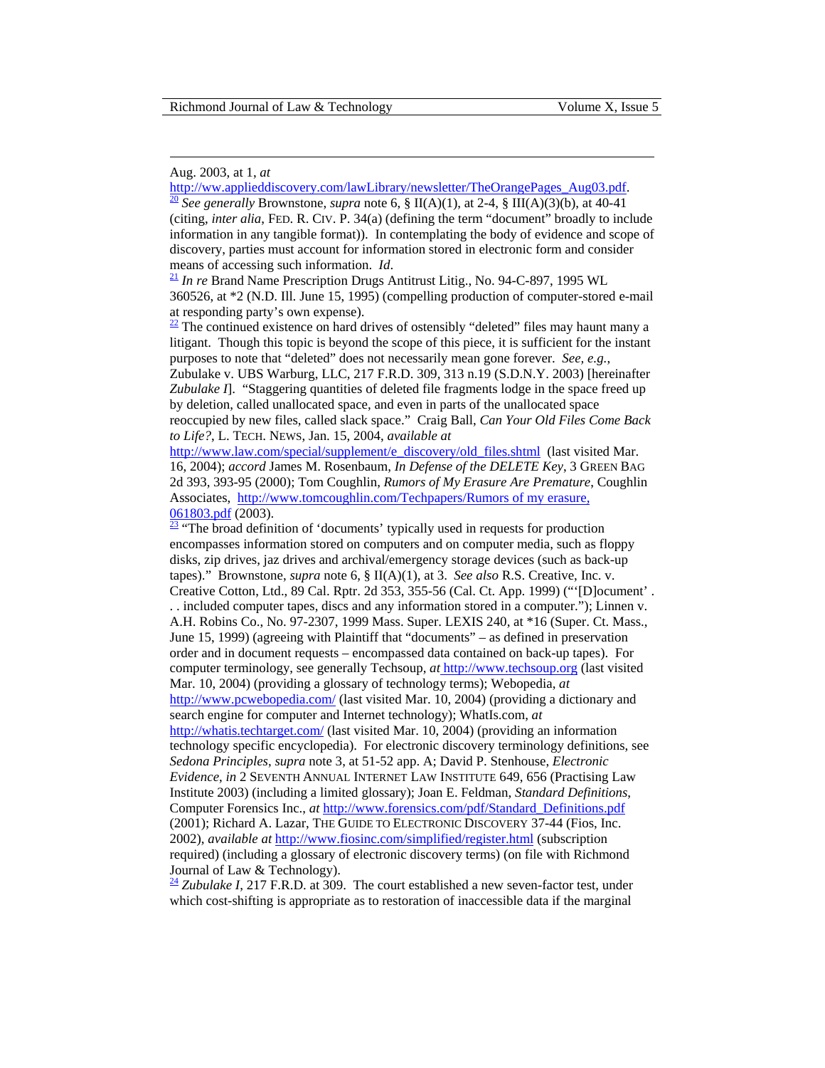Aug. 2003, at 1, *at* http://ww.applieddiscovery.com/lawLibrary/newsletter/TheOrangePages_Aug03.pdf.

[20] *See generally* Brownstone, *supra* note 6, § II(A)(1), at 2-4, § III(A)(3)(b), at 40-41 (citing, *inter alia*, FED. R. CIV. P. 34(a) (defining the term "document" broadly to include information in any tangible format)). In contemplating the body of evidence and scope of discovery, parties must account for information stored in electronic form and consider means of accessing such information. *Id*.

[21] *In re* Brand Name Prescription Drugs Antitrust Litig., No. 94-C-897, 1995 WL 360526, at *2 (N.D. Ill. June 15, 1995) (compelling production of computer-stored e-mail at responding party's own expense).

[22] The continued existence on hard drives of ostensibly "deleted" files may haunt many a litigant. Though this topic is beyond the scope of this piece, it is sufficient for the instant purposes to note that "deleted" does not necessarily mean gone forever. *See, e.g.*, Zubulake v. UBS Warburg, LLC, 217 F.R.D. 309, 313 n.19 (S.D.N.Y. 2003) [hereinafter *Zubulake I*]. "Staggering quantities of deleted file fragments lodge in the space freed up by deletion, called unallocated space, and even in parts of the unallocated space reoccupied by new files, called slack space." Craig Ball, *Can Your Old Files Come Back to Life?*, L. TECH. NEWS, Jan. 15, 2004, *available at* http://www.law.com/special/supplement/e_discovery/old_files.shtml (last visited Mar. 16, 2004); *accord* James M. Rosenbaum, *In Defense of the DELETE Key*, 3 GREEN BAG 2d 393, 393-95 (2000); Tom Coughlin, *Rumors of My Erasure Are Premature*, Coughlin Associates, http://www.tomcoughlin.com/Techpapers/Rumors of my erasure, 061803.pdf (2003).

[23] "The broad definition of 'documents' typically used in requests for production encompasses information stored on computers and on computer media, such as floppy disks, zip drives, jaz drives and archival/emergency storage devices (such as back-up tapes)." Brownstone, *supra* note 6, § II(A)(1), at 3. *See also* R.S. Creative, Inc. v. Creative Cotton, Ltd., 89 Cal. Rptr. 2d 353, 355-56 (Cal. Ct. App. 1999) ("'[D]ocument' . . . included computer tapes, discs and any information stored in a computer."); Linnen v. A.H. Robins Co., No. 97-2307, 1999 Mass. Super. LEXIS 240, at *16 (Super. Ct. Mass., June 15, 1999) (agreeing with Plaintiff that "documents" – as defined in preservation order and in document requests – encompassed data contained on back-up tapes). For computer terminology, see generally Techsoup, *at* http://www.techsoup.org (last visited Mar. 10, 2004) (providing a glossary of technology terms); Webopedia, *at* http://www.pcwebopedia.com/ (last visited Mar. 10, 2004) (providing a dictionary and search engine for computer and Internet technology); WhatIs.com, *at* http://whatis.techtarget.com/ (last visited Mar. 10, 2004) (providing an information technology specific encyclopedia). For electronic discovery terminology definitions, see *Sedona Principles*, *supra* note 3, at 51-52 app. A; David P. Stenhouse, *Electronic Evidence*, *in* 2 SEVENTH ANNUAL INTERNET LAW INSTITUTE 649, 656 (Practising Law Institute 2003) (including a limited glossary); Joan E. Feldman, *Standard Definitions*, Computer Forensics Inc., *at* http://www.forensics.com/pdf/Standard_Definitions.pdf (2001); Richard A. Lazar, THE GUIDE TO ELECTRONIC DISCOVERY 37-44 (Fios, Inc. 2002), *available at* http://www.fiosinc.com/simplified/register.html (subscription required) (including a glossary of electronic discovery terms) (on file with Richmond Journal of Law & Technology).

[24] *Zubulake I*, 217 F.R.D. at 309. The court established a new seven-factor test, under which cost-shifting is appropriate as to restoration of inaccessible data if the marginal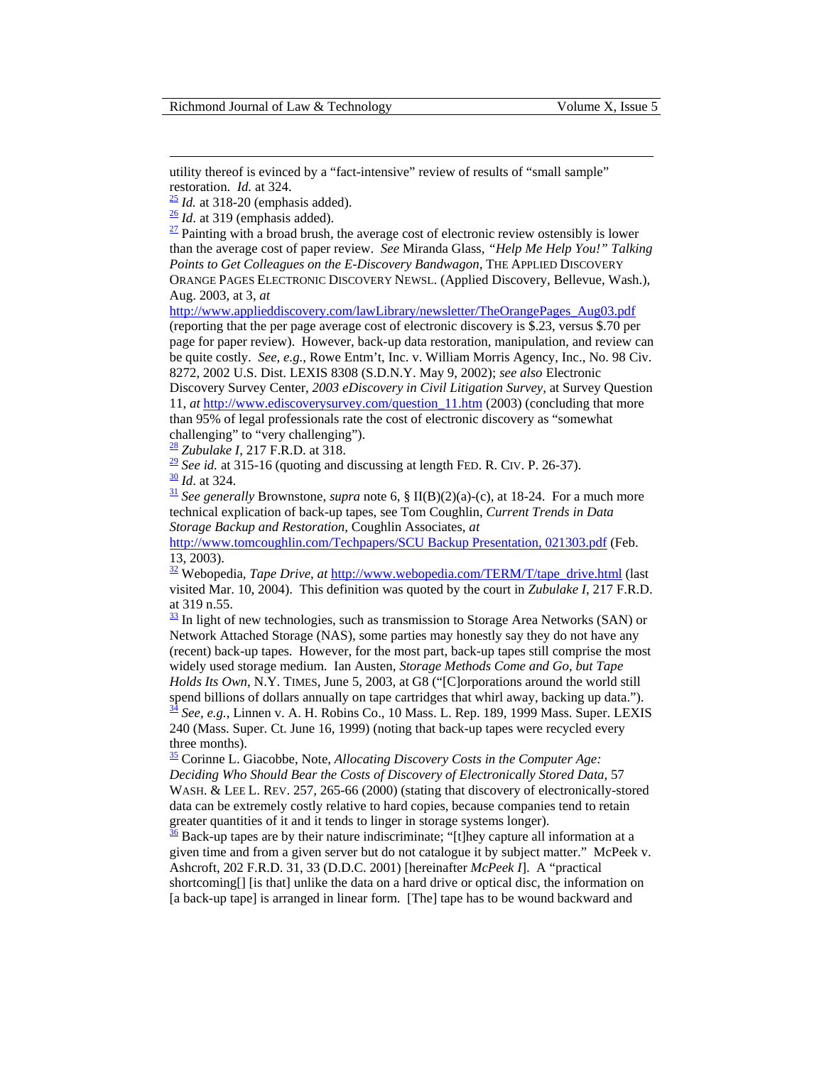utility thereof is evinced by a "fact-intensive" review of results of "small sample" restoration. *Id.* at 324.

[25] *Id.* at 318-20 (emphasis added).

[26] *Id*. at 319 (emphasis added).

[27] Painting with a broad brush, the average cost of electronic review ostensibly is lower than the average cost of paper review. *See* Miranda Glass, *"Help Me Help You!" Talking Points to Get Colleagues on the E-Discovery Bandwagon*, THE APPLIED DISCOVERY ORANGE PAGES ELECTRONIC DISCOVERY NEWSL. (Applied Discovery, Bellevue, Wash.), Aug. 2003, at 3, *at* http://www.applieddiscovery.com/lawLibrary/newsletter/TheOrangePages_Aug03.pdf (reporting that the per page average cost of electronic discovery is $.23, versus $.70 per page for paper review). However, back-up data restoration, manipulation, and review can be quite costly. *See, e.g.*, Rowe Entm't, Inc. v. William Morris Agency, Inc., No. 98 Civ. 8272, 2002 U.S. Dist. LEXIS 8308 (S.D.N.Y. May 9, 2002); *see also* Electronic Discovery Survey Center, *2003 eDiscovery in Civil Litigation Survey,* at Survey Question 11, *at* http://www.ediscoverysurvey.com/question_11.htm (2003) (concluding that more than 95% of legal professionals rate the cost of electronic discovery as "somewhat challenging" to "very challenging").

[28] *Zubulake I*, 217 F.R.D. at 318.

[29] *See id.* at 315-16 (quoting and discussing at length FED. R. CIV. P. 26-37).

[30] *Id*. at 324.

[31] *See generally* Brownstone, *supra* note 6, § II(B)(2)(a)-(c), at 18-24. For a much more technical explication of back-up tapes, see Tom Coughlin, *Current Trends in Data Storage Backup and Restoration*, Coughlin Associates, *at* http://www.tomcoughlin.com/Techpapers/SCU Backup Presentation, 021303.pdf (Feb. 13, 2003).

[32] Webopedia, *Tape Drive*, *at* http://www.webopedia.com/TERM/T/tape_drive.html (last visited Mar. 10, 2004). This definition was quoted by the court in *Zubulake I*, 217 F.R.D. at 319 n.55.

[33] In light of new technologies, such as transmission to Storage Area Networks (SAN) or Network Attached Storage (NAS), some parties may honestly say they do not have any (recent) back-up tapes. However, for the most part, back-up tapes still comprise the most widely used storage medium. Ian Austen, *Storage Methods Come and Go, but Tape Holds Its Own*, N.Y. TIMES, June 5, 2003, at G8 ("[C]orporations around the world still spend billions of dollars annually on tape cartridges that whirl away, backing up data.").

[34] *See, e.g.*, Linnen v. A. H. Robins Co., 10 Mass. L. Rep. 189, 1999 Mass. Super. LEXIS 240 (Mass. Super. Ct. June 16, 1999) (noting that back-up tapes were recycled every three months).

[35] Corinne L. Giacobbe, Note, *Allocating Discovery Costs in the Computer Age: Deciding Who Should Bear the Costs of Discovery of Electronically Stored Data*, 57 WASH. & LEE L. REV. 257, 265-66 (2000) (stating that discovery of electronically-stored data can be extremely costly relative to hard copies, because companies tend to retain greater quantities of it and it tends to linger in storage systems longer).

[36] Back-up tapes are by their nature indiscriminate; "[t]hey capture all information at a given time and from a given server but do not catalogue it by subject matter." McPeek v. Ashcroft, 202 F.R.D. 31, 33 (D.D.C. 2001) [hereinafter *McPeek I*]. A "practical shortcoming[] [is that] unlike the data on a hard drive or optical disc, the information on [a back-up tape] is arranged in linear form. [The] tape has to be wound backward and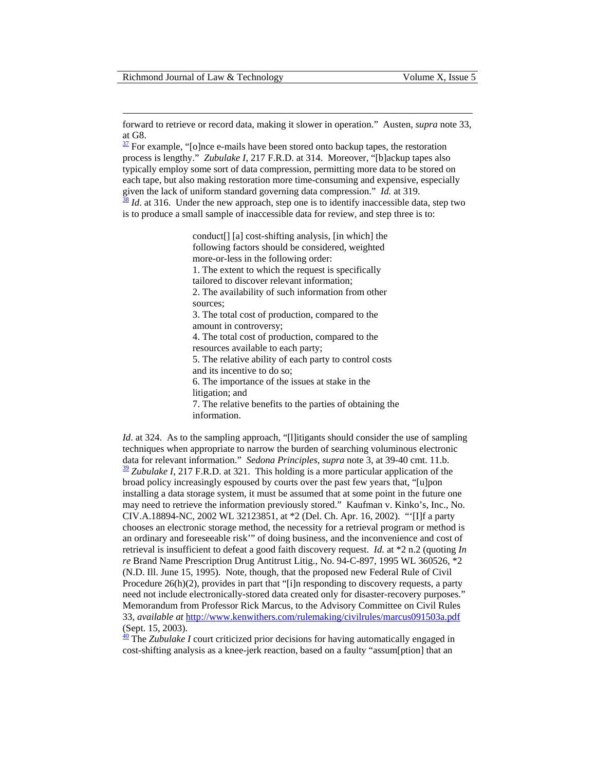forward to retrieve or record data, making it slower in operation." Austen, *supra* note 33, at G8.

[37] For example, "[o]nce e-mails have been stored onto backup tapes, the restoration process is lengthy." *Zubulake I*, 217 F.R.D. at 314. Moreover, "[b]ackup tapes also typically employ some sort of data compression, permitting more data to be stored on each tape, but also making restoration more time-consuming and expensive, especially given the lack of uniform standard governing data compression." *Id.* at 319.

[38] *Id*. at 316. Under the new approach, step one is to identify inaccessible data, step two is to produce a small sample of inaccessible data for review, and step three is to:

> conduct[] [a] cost-shifting analysis, [in which] the following factors should be considered, weighted more-or-less in the following order:
> 1. The extent to which the request is specifically tailored to discover relevant information;
> 2. The availability of such information from other sources;
> 3. The total cost of production, compared to the amount in controversy;
> 4. The total cost of production, compared to the resources available to each party;
> 5. The relative ability of each party to control costs and its incentive to do so;
> 6. The importance of the issues at stake in the litigation; and
> 7. The relative benefits to the parties of obtaining the information.

*Id*. at 324. As to the sampling approach, "[l]itigants should consider the use of sampling techniques when appropriate to narrow the burden of searching voluminous electronic data for relevant information." *Sedona Principles*, *supra* note 3, at 39-40 cmt. 11.b.

[39] *Zubulake I*, 217 F.R.D. at 321. This holding is a more particular application of the broad policy increasingly espoused by courts over the past few years that, "[u]pon installing a data storage system, it must be assumed that at some point in the future one may need to retrieve the information previously stored." Kaufman v. Kinko's, Inc., No. CIV.A.18894-NC, 2002 WL 32123851, at *2 (Del. Ch. Apr. 16, 2002). "'[I]f a party chooses an electronic storage method, the necessity for a retrieval program or method is an ordinary and foreseeable risk'" of doing business, and the inconvenience and cost of retrieval is insufficient to defeat a good faith discovery request. *Id.* at *2 n.2 (quoting *In re* Brand Name Prescription Drug Antitrust Litig., No. 94-C-897, 1995 WL 360526, *2 (N.D. Ill. June 15, 1995). Note, though, that the proposed new Federal Rule of Civil Procedure 26(h)(2), provides in part that "[i]n responding to discovery requests, a party need not include electronically-stored data created only for disaster-recovery purposes." Memorandum from Professor Rick Marcus, to the Advisory Committee on Civil Rules 33, *available at* http://www.kenwithers.com/rulemaking/civilrules/marcus091503a.pdf (Sept. 15, 2003).

[40] The *Zubulake I* court criticized prior decisions for having automatically engaged in cost-shifting analysis as a knee-jerk reaction, based on a faulty "assum[ption] that an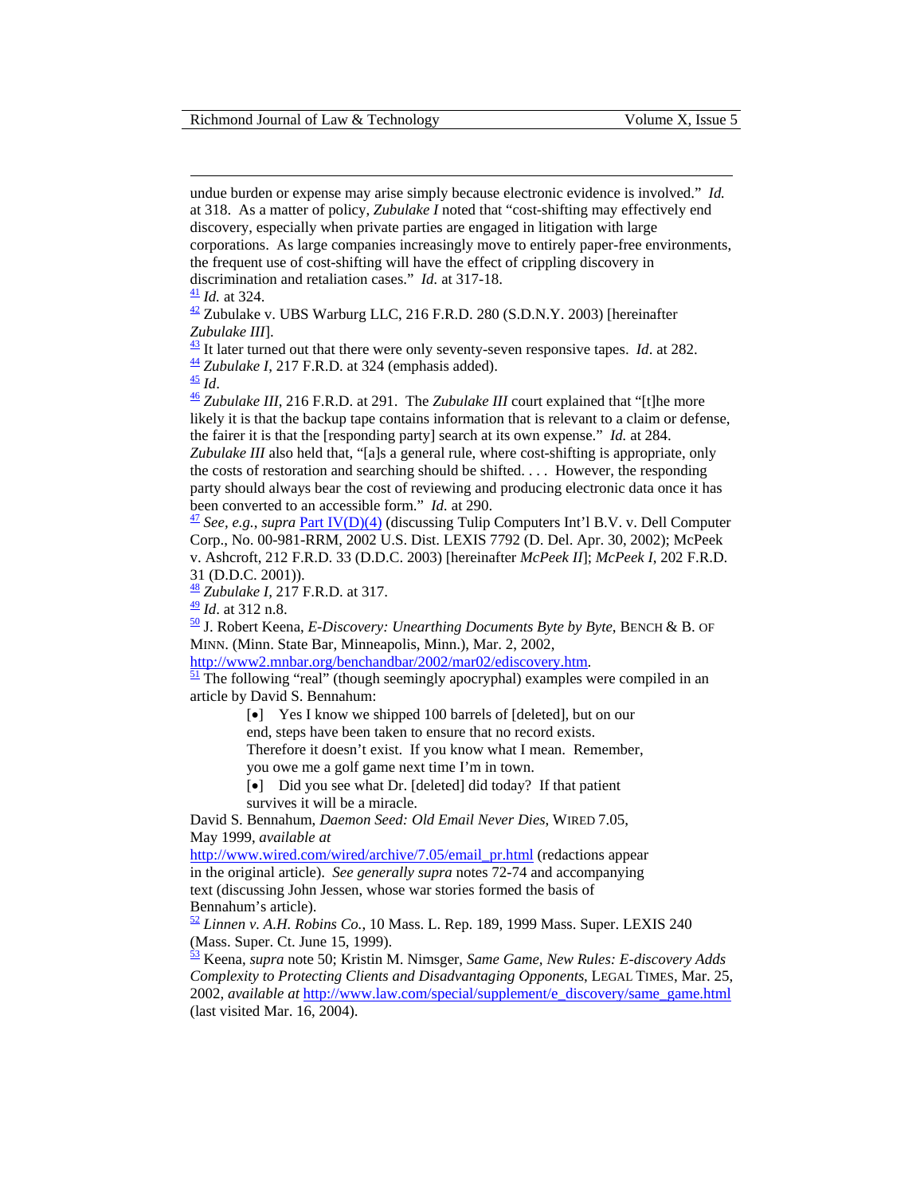undue burden or expense may arise simply because electronic evidence is involved." *Id.* at 318. As a matter of policy, *Zubulake I* noted that "cost-shifting may effectively end discovery, especially when private parties are engaged in litigation with large corporations. As large companies increasingly move to entirely paper-free environments, the frequent use of cost-shifting will have the effect of crippling discovery in discrimination and retaliation cases." *Id.* at 317-18.

[41] *Id.* at 324.

[42] Zubulake v. UBS Warburg LLC, 216 F.R.D. 280 (S.D.N.Y. 2003) [hereinafter *Zubulake III*].

[43] It later turned out that there were only seventy-seven responsive tapes. *Id*. at 282.

[44] *Zubulake I*, 217 F.R.D. at 324 (emphasis added).

[45] *Id*.

[46] *Zubulake III*, 216 F.R.D. at 291. The *Zubulake III* court explained that "[t]he more likely it is that the backup tape contains information that is relevant to a claim or defense, the fairer it is that the [responding party] search at its own expense." *Id.* at 284. *Zubulake III* also held that, "[a]s a general rule, where cost-shifting is appropriate, only the costs of restoration and searching should be shifted. . . . However, the responding party should always bear the cost of reviewing and producing electronic data once it has been converted to an accessible form." *Id.* at 290.

[47] *See, e.g.*, *supra* Part IV(D)(4) (discussing Tulip Computers Int'l B.V. v. Dell Computer Corp., No. 00-981-RRM, 2002 U.S. Dist. LEXIS 7792 (D. Del. Apr. 30, 2002); McPeek v. Ashcroft, 212 F.R.D. 33 (D.D.C. 2003) [hereinafter *McPeek II*]; *McPeek I*, 202 F.R.D. 31 (D.D.C. 2001)).

[48] *Zubulake I*, 217 F.R.D. at 317.

[49] *Id*. at 312 n.8.

[50] J. Robert Keena, *E-Discovery: Unearthing Documents Byte by Byte*, BENCH & B. OF MINN. (Minn. State Bar, Minneapolis, Minn.), Mar. 2, 2002, http://www2.mnbar.org/benchandbar/2002/mar02/ediscovery.htm.

[51] The following "real" (though seemingly apocryphal) examples were compiled in an article by David S. Bennahum:

> [•] Yes I know we shipped 100 barrels of [deleted], but on our end, steps have been taken to ensure that no record exists. Therefore it doesn't exist. If you know what I mean. Remember, you owe me a golf game next time I'm in town.
>
> [•] Did you see what Dr. [deleted] did today? If that patient survives it will be a miracle.

David S. Bennahum, *Daemon Seed: Old Email Never Dies*, WIRED 7.05, May 1999, *available at* http://www.wired.com/wired/archive/7.05/email_pr.html (redactions appear in the original article). *See generally supra* notes 72-74 and accompanying text (discussing John Jessen, whose war stories formed the basis of Bennahum's article).

[52] *Linnen v. A.H. Robins Co.,* 10 Mass. L. Rep. 189, 1999 Mass. Super. LEXIS 240 (Mass. Super. Ct. June 15, 1999).

[53] Keena, *supra* note 50; Kristin M. Nimsger, *Same Game, New Rules: E-discovery Adds Complexity to Protecting Clients and Disadvantaging Opponents*, LEGAL TIMES, Mar. 25, 2002, *available at* http://www.law.com/special/supplement/e_discovery/same_game.html (last visited Mar. 16, 2004).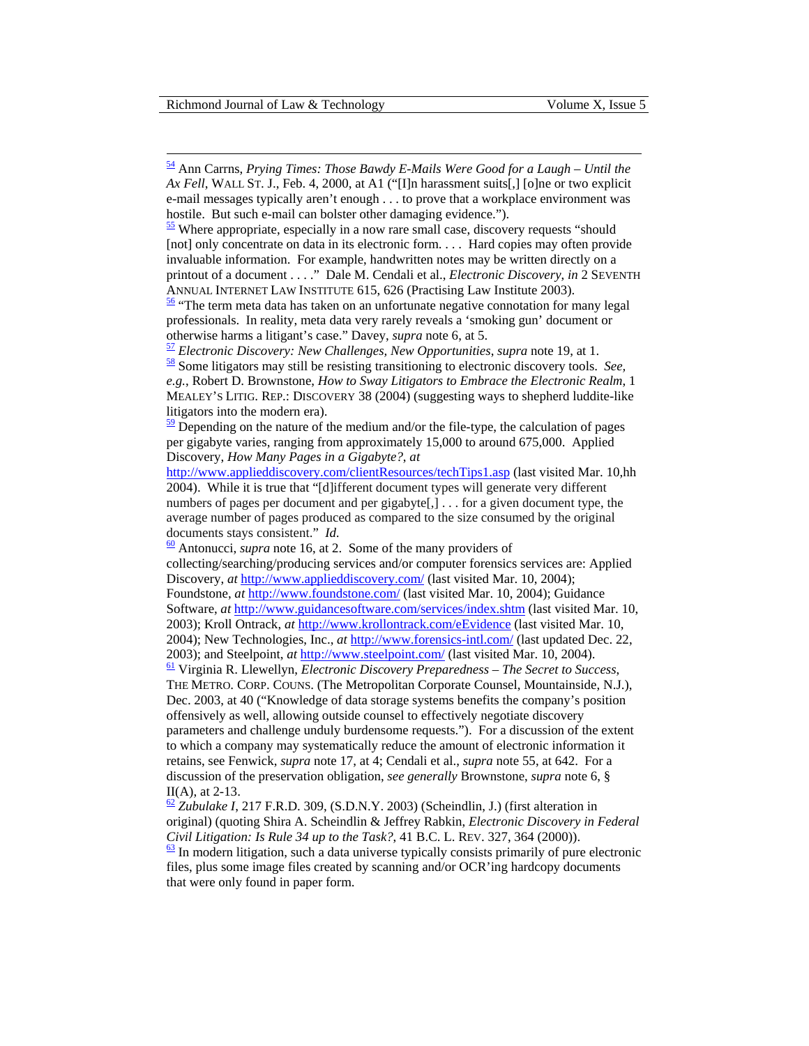[54] Ann Carrns, *Prying Times: Those Bawdy E-Mails Were Good for a Laugh – Until the Ax Fell*, WALL ST. J., Feb. 4, 2000, at A1 ("[I]n harassment suits[,] [o]ne or two explicit e-mail messages typically aren't enough . . . to prove that a workplace environment was hostile. But such e-mail can bolster other damaging evidence.").

[55] Where appropriate, especially in a now rare small case, discovery requests "should [not] only concentrate on data in its electronic form. . . . Hard copies may often provide invaluable information. For example, handwritten notes may be written directly on a printout of a document . . . ." Dale M. Cendali et al., *Electronic Discovery*, *in* 2 SEVENTH ANNUAL INTERNET LAW INSTITUTE 615, 626 (Practising Law Institute 2003).

[56] "The term meta data has taken on an unfortunate negative connotation for many legal professionals. In reality, meta data very rarely reveals a 'smoking gun' document or otherwise harms a litigant's case." Davey, *supra* note 6, at 5.

[57] *Electronic Discovery: New Challenges, New Opportunities*, *supra* note 19, at 1.

[58] Some litigators may still be resisting transitioning to electronic discovery tools. *See, e.g.*, Robert D. Brownstone, *How to Sway Litigators to Embrace the Electronic Realm*, 1 MEALEY'S LITIG. REP.: DISCOVERY 38 (2004) (suggesting ways to shepherd luddite-like litigators into the modern era).

[59] Depending on the nature of the medium and/or the file-type, the calculation of pages per gigabyte varies, ranging from approximately 15,000 to around 675,000. Applied Discovery, *How Many Pages in a Gigabyte?*, *at* http://www.applieddiscovery.com/clientResources/techTips1.asp (last visited Mar. 10,hh 2004). While it is true that "[d]ifferent document types will generate very different numbers of pages per document and per gigabyte[,] . . . for a given document type, the average number of pages produced as compared to the size consumed by the original documents stays consistent." *Id.*

[60] Antonucci, *supra* note 16, at 2. Some of the many providers of collecting/searching/producing services and/or computer forensics services are: Applied Discovery, *at* http://www.applieddiscovery.com/ (last visited Mar. 10, 2004); Foundstone, *at* http://www.foundstone.com/ (last visited Mar. 10, 2004); Guidance Software, *at* http://www.guidancesoftware.com/services/index.shtm (last visited Mar. 10, 2003); Kroll Ontrack, *at* http://www.krollontrack.com/eEvidence (last visited Mar. 10, 2004); New Technologies, Inc., *at* http://www.forensics-intl.com/ (last updated Dec. 22, 2003); and Steelpoint, *at* http://www.steelpoint.com/ (last visited Mar. 10, 2004).

[61] Virginia R. Llewellyn, *Electronic Discovery Preparedness – The Secret to Success*, THE METRO. CORP. COUNS. (The Metropolitan Corporate Counsel, Mountainside, N.J.), Dec. 2003, at 40 ("Knowledge of data storage systems benefits the company's position offensively as well, allowing outside counsel to effectively negotiate discovery parameters and challenge unduly burdensome requests."). For a discussion of the extent to which a company may systematically reduce the amount of electronic information it retains, see Fenwick, *supra* note 17, at 4; Cendali et al., *supra* note 55, at 642. For a discussion of the preservation obligation, *see generally* Brownstone, *supra* note 6, § II(A), at 2-13.

[62] *Zubulake I*, 217 F.R.D. 309, (S.D.N.Y. 2003) (Scheindlin, J.) (first alteration in original) (quoting Shira A. Scheindlin & Jeffrey Rabkin, *Electronic Discovery in Federal Civil Litigation: Is Rule 34 up to the Task?*, 41 B.C. L. REV. 327, 364 (2000)).

[63] In modern litigation, such a data universe typically consists primarily of pure electronic files, plus some image files created by scanning and/or OCR'ing hardcopy documents that were only found in paper form.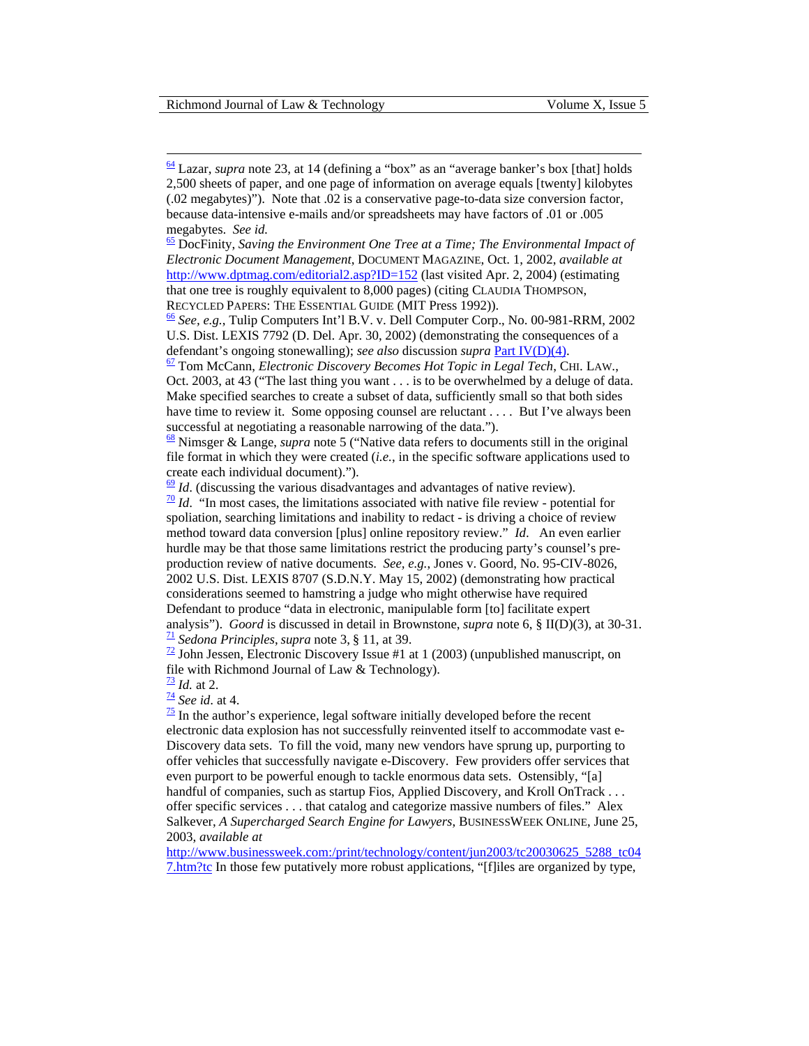[64] Lazar, *supra* note 23, at 14 (defining a "box" as an "average banker's box [that] holds 2,500 sheets of paper, and one page of information on average equals [twenty] kilobytes (.02 megabytes)"). Note that .02 is a conservative page-to-data size conversion factor, because data-intensive e-mails and/or spreadsheets may have factors of .01 or .005 megabytes. *See id.*

[65] DocFinity, *Saving the Environment One Tree at a Time; The Environmental Impact of Electronic Document Management*, DOCUMENT MAGAZINE, Oct. 1, 2002, *available at* http://www.dptmag.com/editorial2.asp?ID=152 (last visited Apr. 2, 2004) (estimating that one tree is roughly equivalent to 8,000 pages) (citing CLAUDIA THOMPSON, RECYCLED PAPERS: THE ESSENTIAL GUIDE (MIT Press 1992)).

[66] *See, e.g.*, Tulip Computers Int'l B.V. v. Dell Computer Corp., No. 00-981-RRM, 2002 U.S. Dist. LEXIS 7792 (D. Del. Apr. 30, 2002) (demonstrating the consequences of a defendant's ongoing stonewalling); *see also* discussion *supra* Part IV(D)(4).

[67] Tom McCann, *Electronic Discovery Becomes Hot Topic in Legal Tech*, CHI. LAW., Oct. 2003, at 43 ("The last thing you want . . . is to be overwhelmed by a deluge of data. Make specified searches to create a subset of data, sufficiently small so that both sides have time to review it. Some opposing counsel are reluctant . . . . But I've always been successful at negotiating a reasonable narrowing of the data.").

[68] Nimsger & Lange, *supra* note 5 ("Native data refers to documents still in the original file format in which they were created (*i.e.*, in the specific software applications used to create each individual document).").

[69] *Id*. (discussing the various disadvantages and advantages of native review).

[70] *Id*. "In most cases, the limitations associated with native file review - potential for spoliation, searching limitations and inability to redact - is driving a choice of review method toward data conversion [plus] online repository review." *Id*. An even earlier hurdle may be that those same limitations restrict the producing party's counsel's pre-production review of native documents. *See, e.g.*, Jones v. Goord, No. 95-CIV-8026, 2002 U.S. Dist. LEXIS 8707 (S.D.N.Y. May 15, 2002) (demonstrating how practical considerations seemed to hamstring a judge who might otherwise have required Defendant to produce "data in electronic, manipulable form [to] facilitate expert analysis"). *Goord* is discussed in detail in Brownstone, *supra* note 6, § II(D)(3), at 30-31.

[71] *Sedona Principles*, *supra* note 3, § 11, at 39.

[72] John Jessen, Electronic Discovery Issue #1 at 1 (2003) (unpublished manuscript, on file with Richmond Journal of Law & Technology).

[73] *Id.* at 2.

[74] *See id*. at 4.

[75] In the author's experience, legal software initially developed before the recent electronic data explosion has not successfully reinvented itself to accommodate vast e-Discovery data sets. To fill the void, many new vendors have sprung up, purporting to offer vehicles that successfully navigate e-Discovery. Few providers offer services that even purport to be powerful enough to tackle enormous data sets. Ostensibly, "[a] handful of companies, such as startup Fios, Applied Discovery, and Kroll OnTrack . . . offer specific services . . . that catalog and categorize massive numbers of files." Alex Salkever, *A Supercharged Search Engine for Lawyers*, BUSINESSWEEK ONLINE, June 25, 2003, *available at* http://www.businessweek.com:/print/technology/content/jun2003/tc20030625_5288_tc047.htm?tc In those few putatively more robust applications, "[f]iles are organized by type,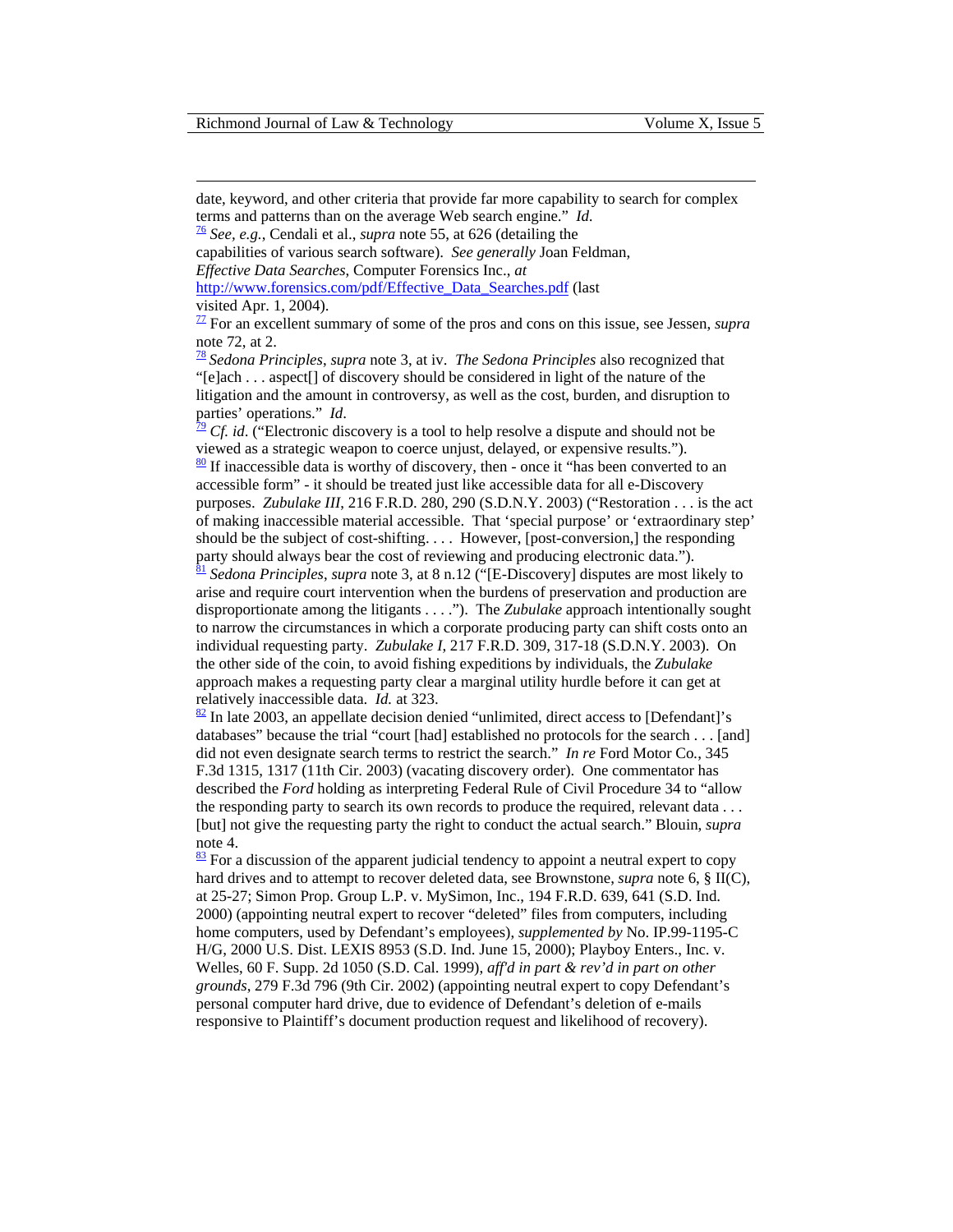date, keyword, and other criteria that provide far more capability to search for complex terms and patterns than on the average Web search engine." *Id.*

[76] *See, e.g.*, Cendali et al., *supra* note 55, at 626 (detailing the capabilities of various search software). *See generally* Joan Feldman, *Effective Data Searches*, Computer Forensics Inc., *at* http://www.forensics.com/pdf/Effective_Data_Searches.pdf (last visited Apr. 1, 2004).

[77] For an excellent summary of some of the pros and cons on this issue, see Jessen, *supra* note 72, at 2.

[78] *Sedona Principles*, *supra* note 3, at iv. *The Sedona Principles* also recognized that "[e]ach . . . aspect[] of discovery should be considered in light of the nature of the litigation and the amount in controversy, as well as the cost, burden, and disruption to parties' operations." *Id.*

[79] *Cf. id.* ("Electronic discovery is a tool to help resolve a dispute and should not be viewed as a strategic weapon to coerce unjust, delayed, or expensive results.").

[80] If inaccessible data is worthy of discovery, then - once it "has been converted to an accessible form" - it should be treated just like accessible data for all e-Discovery purposes. *Zubulake III*, 216 F.R.D. 280, 290 (S.D.N.Y. 2003) ("Restoration . . . is the act of making inaccessible material accessible. That 'special purpose' or 'extraordinary step' should be the subject of cost-shifting. . . . However, [post-conversion,] the responding party should always bear the cost of reviewing and producing electronic data.").

[81] *Sedona Principles*, *supra* note 3, at 8 n.12 ("[E-Discovery] disputes are most likely to arise and require court intervention when the burdens of preservation and production are disproportionate among the litigants . . . ."). The *Zubulake* approach intentionally sought to narrow the circumstances in which a corporate producing party can shift costs onto an individual requesting party. *Zubulake I*, 217 F.R.D. 309, 317-18 (S.D.N.Y. 2003). On the other side of the coin, to avoid fishing expeditions by individuals, the *Zubulake* approach makes a requesting party clear a marginal utility hurdle before it can get at relatively inaccessible data. *Id.* at 323.

[82] In late 2003, an appellate decision denied "unlimited, direct access to [Defendant]'s databases" because the trial "court [had] established no protocols for the search . . . [and] did not even designate search terms to restrict the search." *In re* Ford Motor Co., 345 F.3d 1315, 1317 (11th Cir. 2003) (vacating discovery order). One commentator has described the *Ford* holding as interpreting Federal Rule of Civil Procedure 34 to "allow the responding party to search its own records to produce the required, relevant data . . . [but] not give the requesting party the right to conduct the actual search." Blouin, *supra* note 4.

[83] For a discussion of the apparent judicial tendency to appoint a neutral expert to copy hard drives and to attempt to recover deleted data, see Brownstone, *supra* note 6, § II(C), at 25-27; Simon Prop. Group L.P. v. MySimon, Inc., 194 F.R.D. 639, 641 (S.D. Ind. 2000) (appointing neutral expert to recover "deleted" files from computers, including home computers, used by Defendant's employees), *supplemented by* No. IP.99-1195-C H/G, 2000 U.S. Dist. LEXIS 8953 (S.D. Ind. June 15, 2000); Playboy Enters., Inc. v. Welles, 60 F. Supp. 2d 1050 (S.D. Cal. 1999), *aff'd in part & rev'd in part on other grounds*, 279 F.3d 796 (9th Cir. 2002) (appointing neutral expert to copy Defendant's personal computer hard drive, due to evidence of Defendant's deletion of e-mails responsive to Plaintiff's document production request and likelihood of recovery).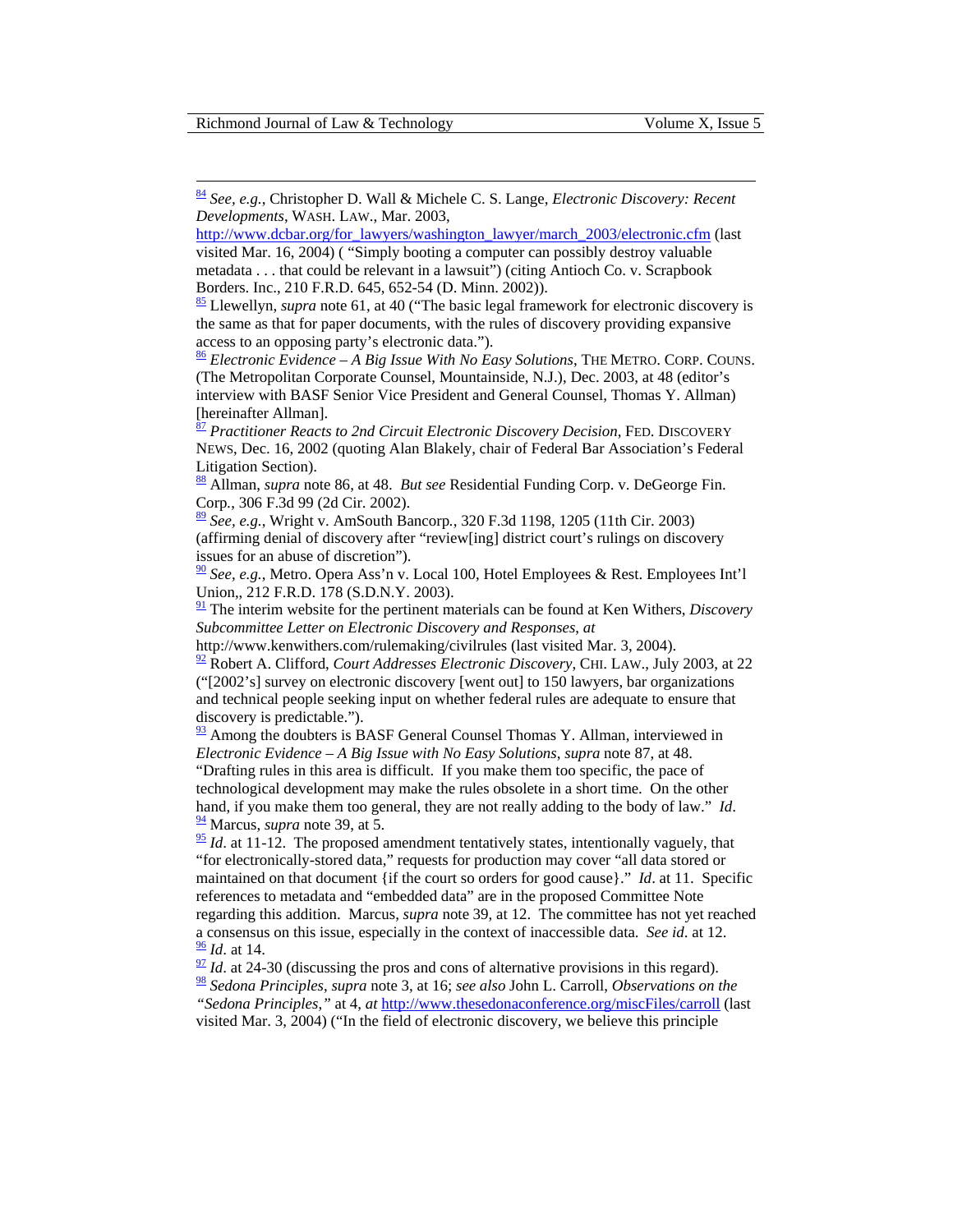[84] *See, e.g.*, Christopher D. Wall & Michele C. S. Lange, *Electronic Discovery: Recent Developments*, WASH. LAW., Mar. 2003, http://www.dcbar.org/for_lawyers/washington_lawyer/march_2003/electronic.cfm (last visited Mar. 16, 2004) ( "Simply booting a computer can possibly destroy valuable metadata . . . that could be relevant in a lawsuit") (citing Antioch Co. v. Scrapbook Borders. Inc., 210 F.R.D. 645, 652-54 (D. Minn. 2002)).

[85] Llewellyn, *supra* note 61, at 40 ("The basic legal framework for electronic discovery is the same as that for paper documents, with the rules of discovery providing expansive access to an opposing party's electronic data.").

[86] *Electronic Evidence – A Big Issue With No Easy Solutions*, THE METRO. CORP. COUNS. (The Metropolitan Corporate Counsel, Mountainside, N.J.), Dec. 2003, at 48 (editor's interview with BASF Senior Vice President and General Counsel, Thomas Y. Allman) [hereinafter Allman].

[87] *Practitioner Reacts to 2nd Circuit Electronic Discovery Decision*, FED. DISCOVERY NEWS, Dec. 16, 2002 (quoting Alan Blakely, chair of Federal Bar Association's Federal Litigation Section).

[88] Allman, *supra* note 86, at 48. *But see* Residential Funding Corp. v. DeGeorge Fin. Corp., 306 F.3d 99 (2d Cir. 2002).

[89] *See, e.g.*, Wright v. AmSouth Bancorp., 320 F.3d 1198, 1205 (11th Cir. 2003) (affirming denial of discovery after "review[ing] district court's rulings on discovery issues for an abuse of discretion").

[90] *See, e.g.*, Metro. Opera Ass'n v. Local 100, Hotel Employees & Rest. Employees Int'l Union,, 212 F.R.D. 178 (S.D.N.Y. 2003).

[91] The interim website for the pertinent materials can be found at Ken Withers, *Discovery Subcommittee Letter on Electronic Discovery and Responses*, *at* http://www.kenwithers.com/rulemaking/civilrules (last visited Mar. 3, 2004).

[92] Robert A. Clifford, *Court Addresses Electronic Discovery*, CHI. LAW., July 2003, at 22 ("[2002's] survey on electronic discovery [went out] to 150 lawyers, bar organizations and technical people seeking input on whether federal rules are adequate to ensure that discovery is predictable.").

[93] Among the doubters is BASF General Counsel Thomas Y. Allman, interviewed in *Electronic Evidence – A Big Issue with No Easy Solutions*, *supra* note 87, at 48. "Drafting rules in this area is difficult. If you make them too specific, the pace of technological development may make the rules obsolete in a short time. On the other hand, if you make them too general, they are not really adding to the body of law." *Id*.

[94] Marcus, *supra* note 39, at 5.

[95] *Id*. at 11-12. The proposed amendment tentatively states, intentionally vaguely, that "for electronically-stored data," requests for production may cover "all data stored or maintained on that document {if the court so orders for good cause}." *Id*. at 11. Specific references to metadata and "embedded data" are in the proposed Committee Note regarding this addition. Marcus, *supra* note 39, at 12. The committee has not yet reached a consensus on this issue, especially in the context of inaccessible data. *See id*. at 12.

[96] *Id*. at 14.

[97] *Id*. at 24-30 (discussing the pros and cons of alternative provisions in this regard).

[98] *Sedona Principles*, *supra* note 3, at 16; *see also* John L. Carroll, *Observations on the "Sedona Principles,"* at 4, *at* http://www.thesedonaconference.org/miscFiles/carroll (last visited Mar. 3, 2004) ("In the field of electronic discovery, we believe this principle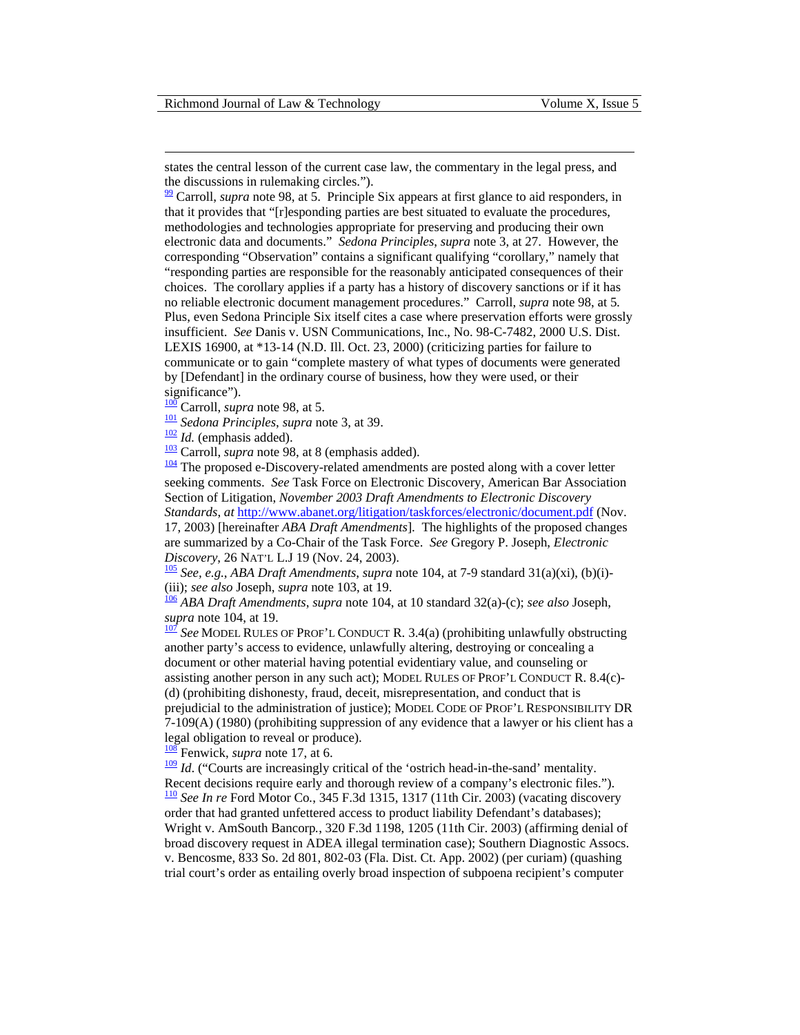states the central lesson of the current case law, the commentary in the legal press, and the discussions in rulemaking circles.").

[99] Carroll, *supra* note 98, at 5. Principle Six appears at first glance to aid responders, in that it provides that "[r]esponding parties are best situated to evaluate the procedures, methodologies and technologies appropriate for preserving and producing their own electronic data and documents." *Sedona Principles*, *supra* note 3, at 27. However, the corresponding "Observation" contains a significant qualifying "corollary," namely that "responding parties are responsible for the reasonably anticipated consequences of their choices. The corollary applies if a party has a history of discovery sanctions or if it has no reliable electronic document management procedures." Carroll, *supra* note 98, at 5. Plus, even Sedona Principle Six itself cites a case where preservation efforts were grossly insufficient. *See* Danis v. USN Communications, Inc., No. 98-C-7482, 2000 U.S. Dist. LEXIS 16900, at *13-14 (N.D. Ill. Oct. 23, 2000) (criticizing parties for failure to communicate or to gain "complete mastery of what types of documents were generated by [Defendant] in the ordinary course of business, how they were used, or their significance").

[100] Carroll, *supra* note 98, at 5.

[101] *Sedona Principles*, *supra* note 3, at 39.

[102] *Id.* (emphasis added).

[103] Carroll, *supra* note 98, at 8 (emphasis added).

[104] The proposed e-Discovery-related amendments are posted along with a cover letter seeking comments. *See* Task Force on Electronic Discovery, American Bar Association Section of Litigation, *November 2003 Draft Amendments to Electronic Discovery Standards*, *at* http://www.abanet.org/litigation/taskforces/electronic/document.pdf (Nov. 17, 2003) [hereinafter *ABA Draft Amendments*]. The highlights of the proposed changes are summarized by a Co-Chair of the Task Force. *See* Gregory P. Joseph, *Electronic Discovery*, 26 NAT'L L.J 19 (Nov. 24, 2003).

[105] *See, e.g.*, *ABA Draft Amendments*, *supra* note 104, at 7-9 standard 31(a)(xi), (b)(i)-(iii); *see also* Joseph, *supra* note 103, at 19.

[106] *ABA Draft Amendments*, *supra* note 104, at 10 standard 32(a)-(c); *see also* Joseph, *supra* note 104, at 19.

[107] *See* MODEL RULES OF PROF'L CONDUCT R. 3.4(a) (prohibiting unlawfully obstructing another party's access to evidence, unlawfully altering, destroying or concealing a document or other material having potential evidentiary value, and counseling or assisting another person in any such act); MODEL RULES OF PROF'L CONDUCT R. 8.4(c)-(d) (prohibiting dishonesty, fraud, deceit, misrepresentation, and conduct that is prejudicial to the administration of justice); MODEL CODE OF PROF'L RESPONSIBILITY DR 7-109(A) (1980) (prohibiting suppression of any evidence that a lawyer or his client has a legal obligation to reveal or produce).

[108] Fenwick, *supra* note 17, at 6.

[109] *Id*. ("Courts are increasingly critical of the 'ostrich head-in-the-sand' mentality. Recent decisions require early and thorough review of a company's electronic files.").

[110] *See In re* Ford Motor Co., 345 F.3d 1315, 1317 (11th Cir. 2003) (vacating discovery order that had granted unfettered access to product liability Defendant's databases); Wright v. AmSouth Bancorp., 320 F.3d 1198, 1205 (11th Cir. 2003) (affirming denial of broad discovery request in ADEA illegal termination case); Southern Diagnostic Assocs. v. Bencosme, 833 So. 2d 801, 802-03 (Fla. Dist. Ct. App. 2002) (per curiam) (quashing trial court's order as entailing overly broad inspection of subpoena recipient's computer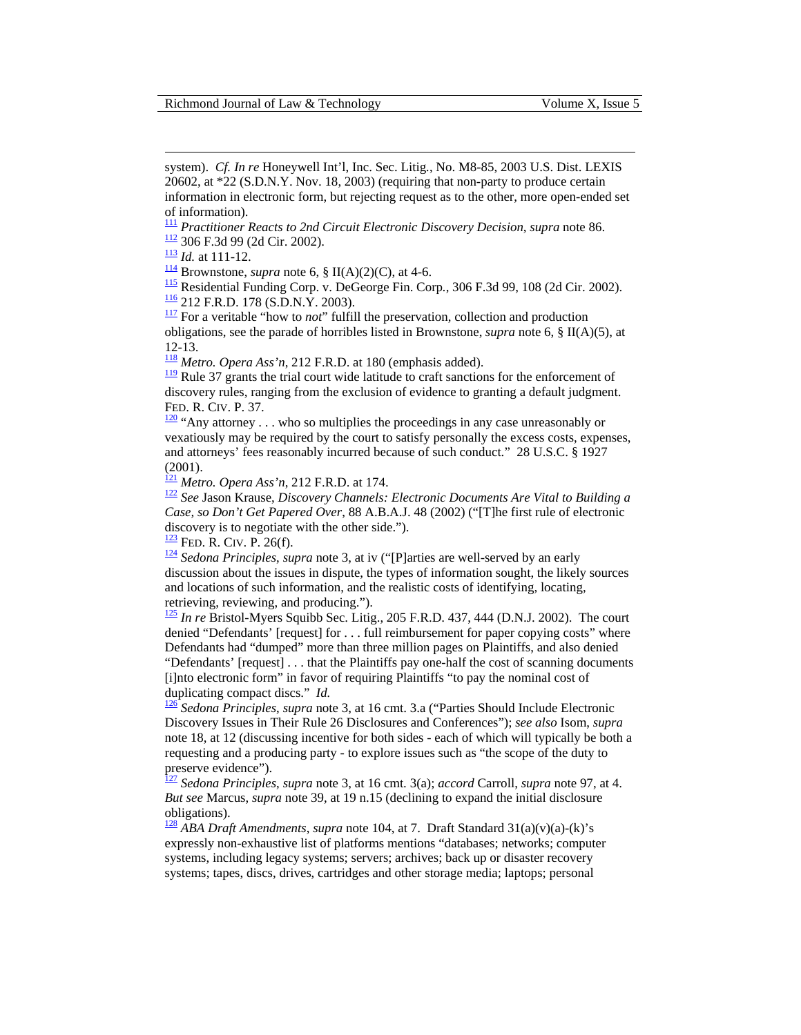system). *Cf. In re* Honeywell Int'l, Inc. Sec. Litig., No. M8-85, 2003 U.S. Dist. LEXIS 20602, at *22 (S.D.N.Y. Nov. 18, 2003) (requiring that non-party to produce certain information in electronic form, but rejecting request as to the other, more open-ended set of information).

[111] *Practitioner Reacts to 2nd Circuit Electronic Discovery Decision*, *supra* note 86.

[112] 306 F.3d 99 (2d Cir. 2002).

[113] *Id.* at 111-12.

[114] Brownstone, *supra* note 6, § II(A)(2)(C), at 4-6.

[115] Residential Funding Corp. v. DeGeorge Fin. Corp., 306 F.3d 99, 108 (2d Cir. 2002).

[116] 212 F.R.D. 178 (S.D.N.Y. 2003).

[117] For a veritable "how to *not*" fulfill the preservation, collection and production obligations, see the parade of horribles listed in Brownstone, *supra* note 6, § II(A)(5), at 12-13.

[118] *Metro. Opera Ass'n*, 212 F.R.D. at 180 (emphasis added).

[119] Rule 37 grants the trial court wide latitude to craft sanctions for the enforcement of discovery rules, ranging from the exclusion of evidence to granting a default judgment. FED. R. CIV. P. 37.

[120] "Any attorney . . . who so multiplies the proceedings in any case unreasonably or vexatiously may be required by the court to satisfy personally the excess costs, expenses, and attorneys' fees reasonably incurred because of such conduct." 28 U.S.C. § 1927 (2001).

[121] *Metro. Opera Ass'n*, 212 F.R.D. at 174.

[122] *See* Jason Krause, *Discovery Channels: Electronic Documents Are Vital to Building a Case, so Don't Get Papered Over*, 88 A.B.A.J. 48 (2002) ("[T]he first rule of electronic discovery is to negotiate with the other side.").

[123] FED. R. CIV. P. 26(f).

[124] *Sedona Principles*, *supra* note 3, at iv ("[P]arties are well-served by an early discussion about the issues in dispute, the types of information sought, the likely sources and locations of such information, and the realistic costs of identifying, locating, retrieving, reviewing, and producing.").

[125] *In re* Bristol-Myers Squibb Sec. Litig., 205 F.R.D. 437, 444 (D.N.J. 2002). The court denied "Defendants' [request] for . . . full reimbursement for paper copying costs" where Defendants had "dumped" more than three million pages on Plaintiffs, and also denied "Defendants' [request] . . . that the Plaintiffs pay one-half the cost of scanning documents [i]nto electronic form" in favor of requiring Plaintiffs "to pay the nominal cost of duplicating compact discs." *Id.*

[126] *Sedona Principles*, *supra* note 3, at 16 cmt. 3.a ("Parties Should Include Electronic Discovery Issues in Their Rule 26 Disclosures and Conferences"); *see also* Isom, *supra* note 18, at 12 (discussing incentive for both sides - each of which will typically be both a requesting and a producing party - to explore issues such as "the scope of the duty to preserve evidence").

[127] *Sedona Principles*, *supra* note 3, at 16 cmt. 3(a); *accord* Carroll, *supra* note 97, at 4. *But see* Marcus, *supra* note 39, at 19 n.15 (declining to expand the initial disclosure obligations).

[128] *ABA Draft Amendments*, *supra* note 104, at 7. Draft Standard 31(a)(v)(a)-(k)'s expressly non-exhaustive list of platforms mentions "databases; networks; computer systems, including legacy systems; servers; archives; back up or disaster recovery systems; tapes, discs, drives, cartridges and other storage media; laptops; personal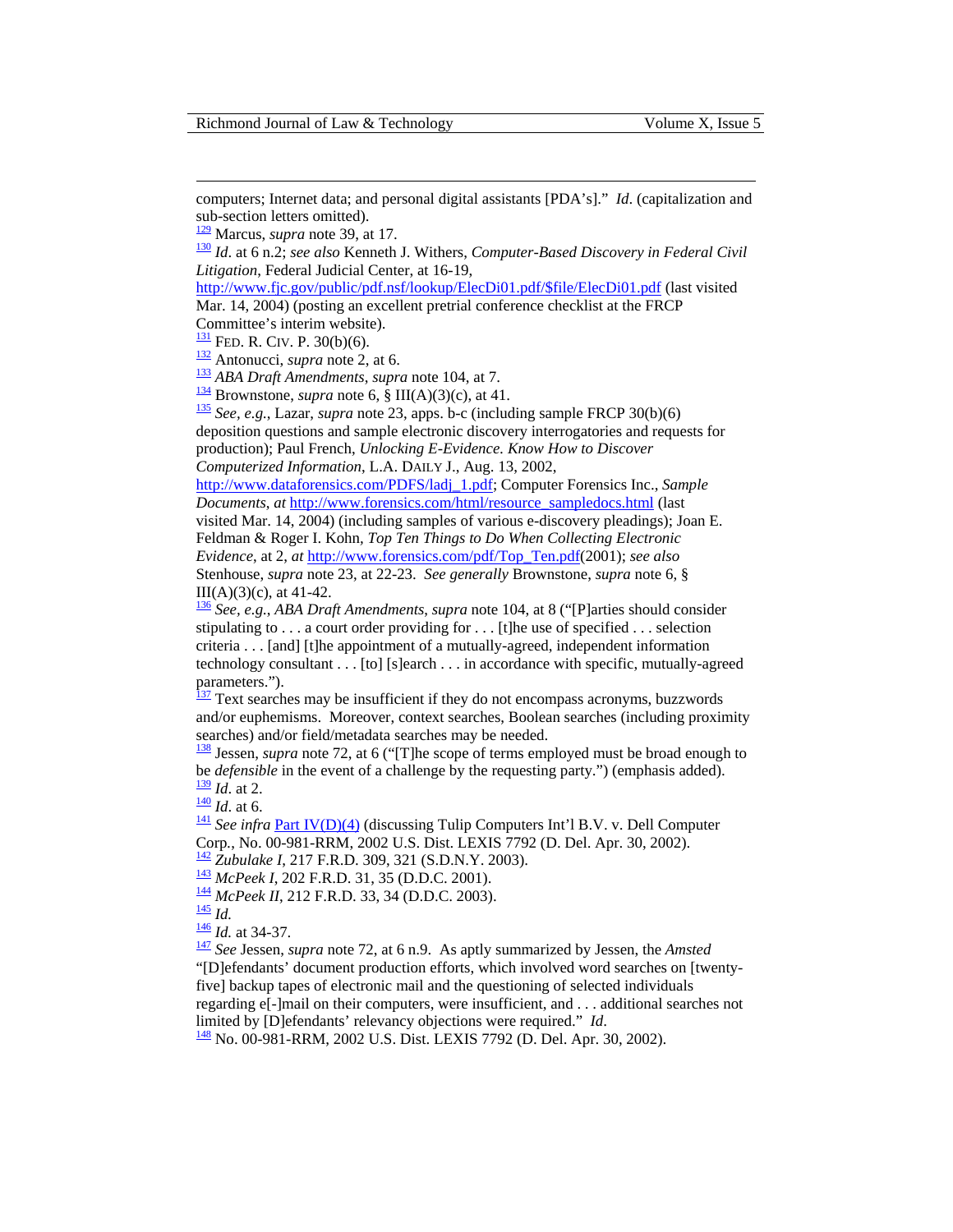computers; Internet data; and personal digital assistants [PDA's]." *Id*. (capitalization and sub-section letters omitted).

[129] Marcus, *supra* note 39, at 17.

[130] *Id*. at 6 n.2; *see also* Kenneth J. Withers, *Computer-Based Discovery in Federal Civil Litigation*, Federal Judicial Center, at 16-19, http://www.fjc.gov/public/pdf.nsf/lookup/ElecDi01.pdf/$file/ElecDi01.pdf (last visited Mar. 14, 2004) (posting an excellent pretrial conference checklist at the FRCP Committee's interim website).

[131] FED. R. CIV. P. 30(b)(6).

[132] Antonucci, *supra* note 2, at 6.

[133] *ABA Draft Amendments*, *supra* note 104, at 7.

[134] Brownstone, *supra* note 6, § III(A)(3)(c), at 41.

[135] *See, e.g.*, Lazar, *supra* note 23, apps. b-c (including sample FRCP 30(b)(6) deposition questions and sample electronic discovery interrogatories and requests for production); Paul French, *Unlocking E-Evidence. Know How to Discover Computerized Information*, L.A. DAILY J., Aug. 13, 2002, http://www.dataforensics.com/PDFS/ladj_1.pdf; Computer Forensics Inc., *Sample Documents*, *at* http://www.forensics.com/html/resource_sampledocs.html (last visited Mar. 14, 2004) (including samples of various e-discovery pleadings); Joan E. Feldman & Roger I. Kohn, *Top Ten Things to Do When Collecting Electronic Evidence*, at 2, *at* http://www.forensics.com/pdf/Top_Ten.pdf(2001); *see also* Stenhouse, *supra* note 23, at 22-23. *See generally* Brownstone, *supra* note 6, § III(A)(3)(c), at 41-42.

[136] *See, e.g.*, *ABA Draft Amendments*, *supra* note 104, at 8 ("[P]arties should consider stipulating to . . . a court order providing for . . . [t]he use of specified . . . selection criteria . . . [and] [t]he appointment of a mutually-agreed, independent information technology consultant . . . [to] [s]earch . . . in accordance with specific, mutually-agreed parameters.").

[137] Text searches may be insufficient if they do not encompass acronyms, buzzwords and/or euphemisms. Moreover, context searches, Boolean searches (including proximity searches) and/or field/metadata searches may be needed.

[138] Jessen, *supra* note 72, at 6 ("[T]he scope of terms employed must be broad enough to be *defensible* in the event of a challenge by the requesting party.") (emphasis added).

[139] *Id*. at 2.

[140] *Id*. at 6.

[141] *See infra* Part IV(D)(4) (discussing Tulip Computers Int'l B.V. v. Dell Computer Corp., No. 00-981-RRM, 2002 U.S. Dist. LEXIS 7792 (D. Del. Apr. 30, 2002).

[142] *Zubulake I*, 217 F.R.D. 309, 321 (S.D.N.Y. 2003).

[143] *McPeek I*, 202 F.R.D. 31, 35 (D.D.C. 2001).

[144] *McPeek II*, 212 F.R.D. 33, 34 (D.D.C. 2003).

[145] *Id.*

[146] *Id.* at 34-37.

[147] *See* Jessen, *supra* note 72, at 6 n.9. As aptly summarized by Jessen, the *Amsted* "[D]efendants' document production efforts, which involved word searches on [twenty-five] backup tapes of electronic mail and the questioning of selected individuals regarding e[-]mail on their computers, were insufficient, and . . . additional searches not limited by [D]efendants' relevancy objections were required." *Id*.

[148] No. 00-981-RRM, 2002 U.S. Dist. LEXIS 7792 (D. Del. Apr. 30, 2002).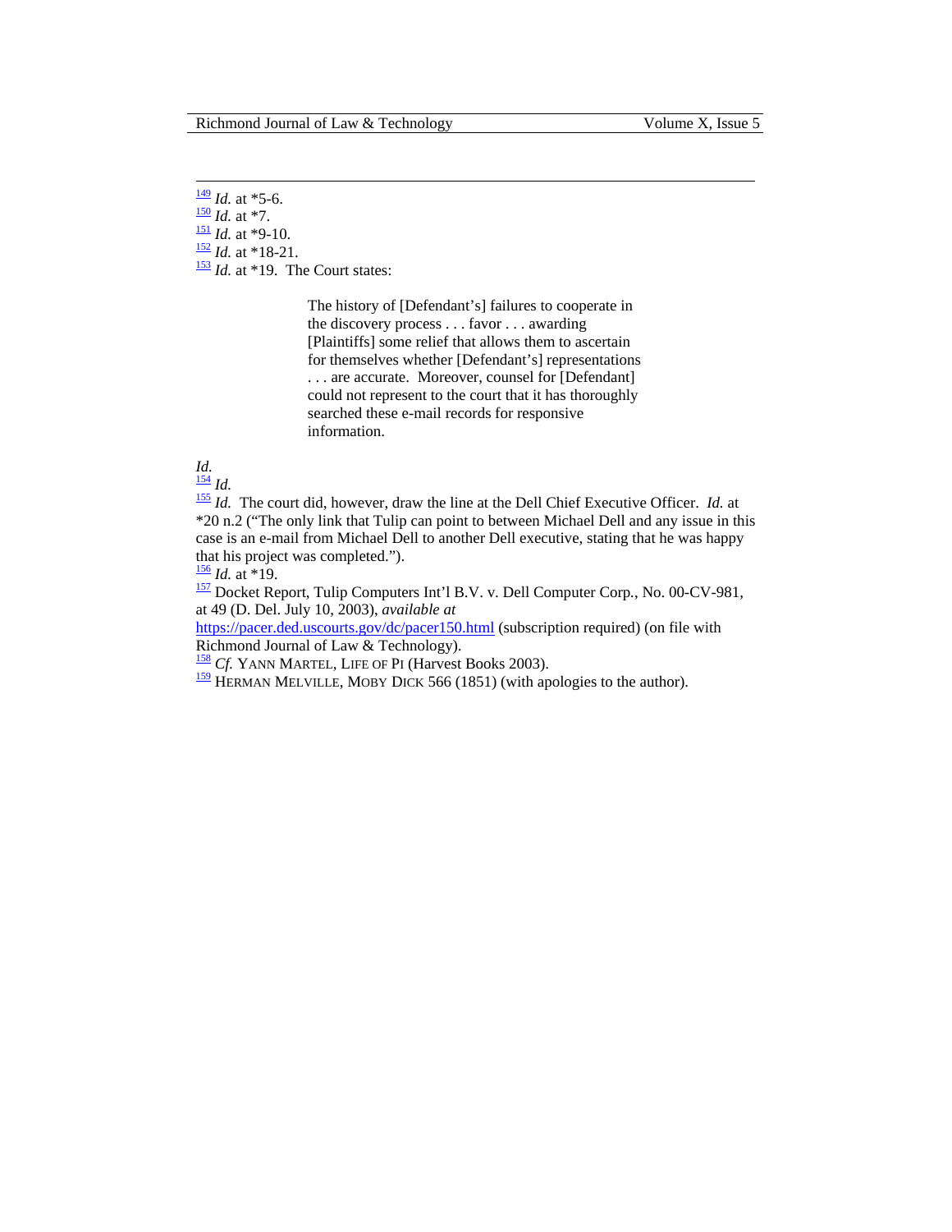[149] *Id.* at *5-6.
[150] *Id.* at *7.
[151] *Id.* at *9-10.
[152] *Id.* at *18-21.
[153] *Id.* at *19. The Court states:

> The history of [Defendant's] failures to cooperate in the discovery process . . . favor . . . awarding [Plaintiffs] some relief that allows them to ascertain for themselves whether [Defendant's] representations . . . are accurate. Moreover, counsel for [Defendant] could not represent to the court that it has thoroughly searched these e-mail records for responsive information.

*Id.*
[154] *Id.*
[155] *Id.* The court did, however, draw the line at the Dell Chief Executive Officer. *Id.* at *20 n.2 ("The only link that Tulip can point to between Michael Dell and any issue in this case is an e-mail from Michael Dell to another Dell executive, stating that he was happy that his project was completed.").
[156] *Id.* at *19.
[157] Docket Report, Tulip Computers Int'l B.V. v. Dell Computer Corp., No. 00-CV-981, at 49 (D. Del. July 10, 2003), *available at* https://pacer.ded.uscourts.gov/dc/pacer150.html (subscription required) (on file with Richmond Journal of Law & Technology).
[158] *Cf.* YANN MARTEL, LIFE OF PI (Harvest Books 2003).
[159] HERMAN MELVILLE, MOBY DICK 566 (1851) (with apologies to the author).